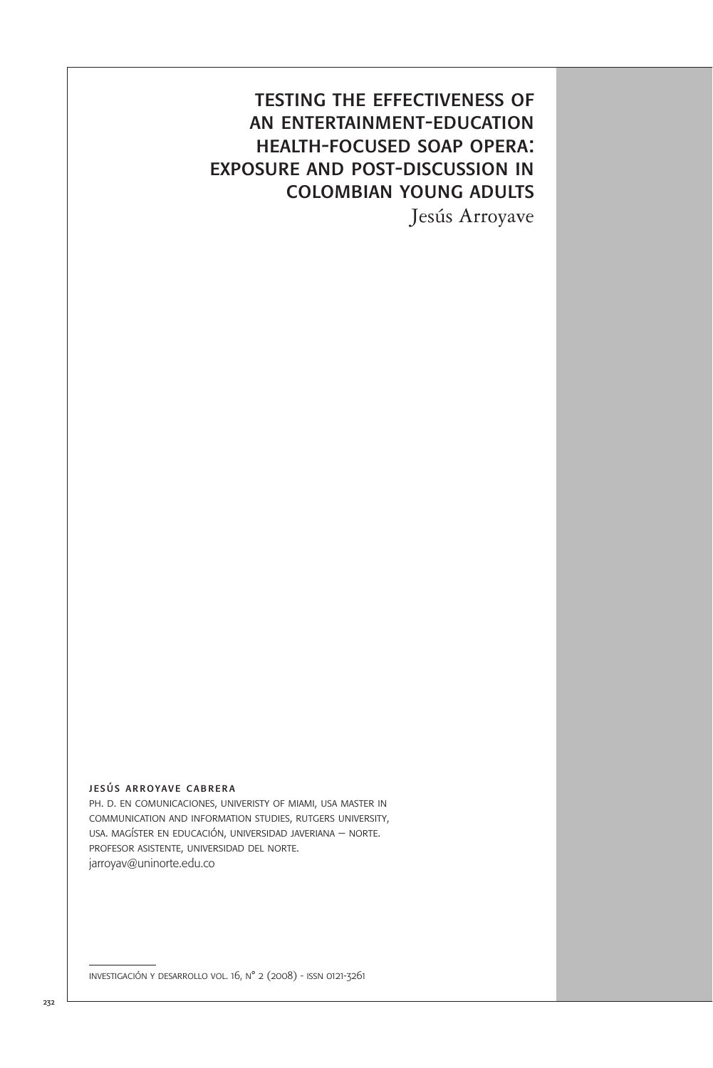# TESTING THE EFFECTIVENESS OF AN ENTERTAINMENT-EDUCATION HEALTH-FOCUSED SOAP OPERA: EXPOSURE AND POST-DISCUSSION IN COLOMBIAN YOUNG ADULTS

Jesús Arroyave

JESÚS ARROYAVE CABRERA

PH. D. EN COMUNICACIONES, UNIVERISTY OF MIAMI, USA MASTER IN COMMUNICATION AND INFORMATION STUDIES, RUTGERS UNIVERSITY, USA. MAGÍSTER EN EDUCACIÓN, UNIVERSIDAD JAVERIANA – NORTE. PROFESOR ASISTENTE, UNIVERSIDAD DEL NORTE.
jarroyav@uninorte.edu.co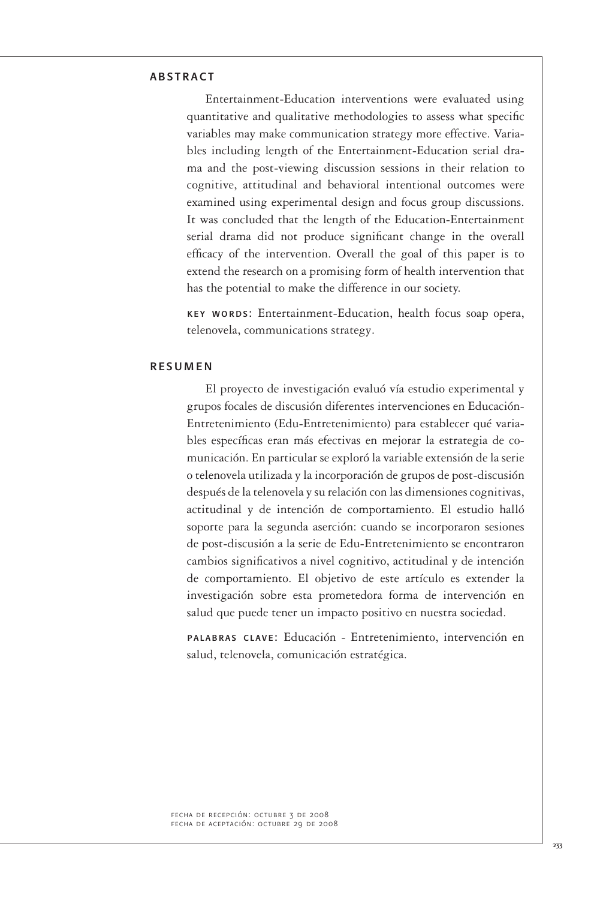## ABSTRACT

Entertainment-Education interventions were evaluated using quantitative and qualitative methodologies to assess what specific variables may make communication strategy more effective. Variables including length of the Entertainment-Education serial drama and the post-viewing discussion sessions in their relation to cognitive, attitudinal and behavioral intentional outcomes were examined using experimental design and focus group discussions. It was concluded that the length of the Education-Entertainment serial drama did not produce significant change in the overall efficacy of the intervention. Overall the goal of this paper is to extend the research on a promising form of health intervention that has the potential to make the difference in our society.

**KEY WORDS:** Entertainment-Education, health focus soap opera, telenovela, communications strategy.

## RESUMEN

El proyecto de investigación evaluó vía estudio experimental y grupos focales de discusión diferentes intervenciones en Educación-Entretenimiento (Edu-Entretenimiento) para establecer qué variables específicas eran más efectivas en mejorar la estrategia de comunicación. En particular se exploró la variable extensión de la serie o telenovela utilizada y la incorporación de grupos de post-discusión después de la telenovela y su relación con las dimensiones cognitivas, actitudinal y de intención de comportamiento. El estudio halló soporte para la segunda aserción: cuando se incorporaron sesiones de post-discusión a la serie de Edu-Entretenimiento se encontraron cambios significativos a nivel cognitivo, actitudinal y de intención de comportamiento. El objetivo de este artículo es extender la investigación sobre esta prometedora forma de intervención en salud que puede tener un impacto positivo en nuestra sociedad.

**PALABRAS CLAVE:** Educación - Entretenimiento, intervención en salud, telenovela, comunicación estratégica.

FECHA DE RECEPCIÓN: OCTUBRE 3 DE 2008
FECHA DE ACEPTACIÓN: OCTUBRE 29 DE 2008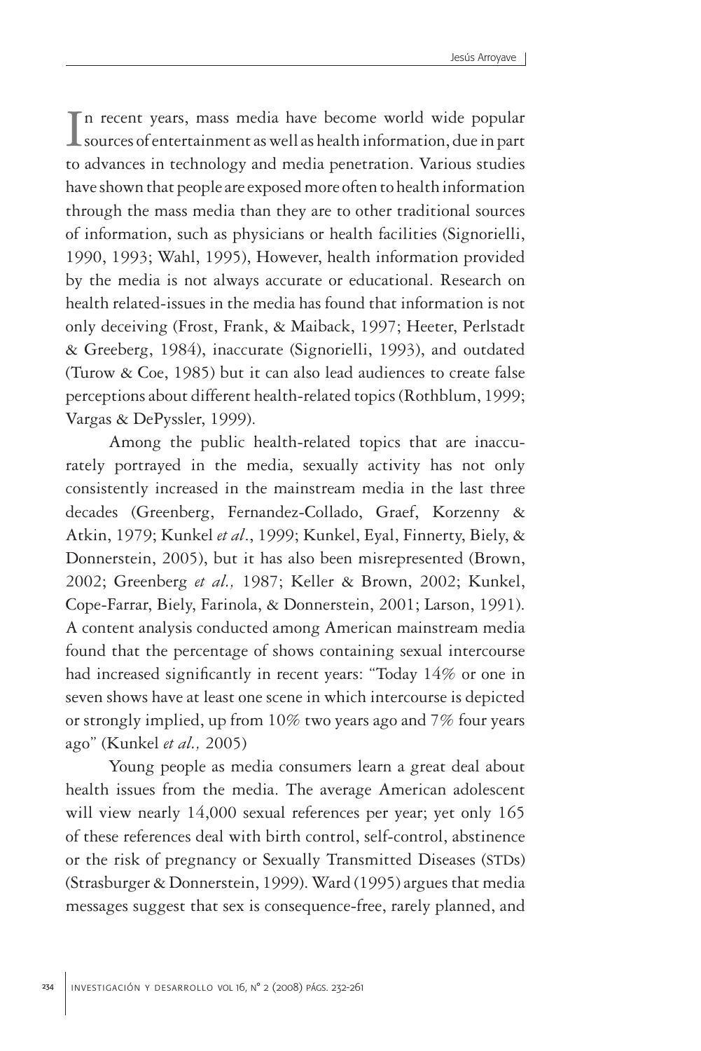In recent years, mass media have become world wide popular sources of entertainment as well as health information, due in part to advances in technology and media penetration. Various studies have shown that people are exposed more often to health information through the mass media than they are to other traditional sources of information, such as physicians or health facilities (Signorielli, 1990, 1993; Wahl, 1995), However, health information provided by the media is not always accurate or educational. Research on health related-issues in the media has found that information is not only deceiving (Frost, Frank, & Maiback, 1997; Heeter, Perlstadt & Greeberg, 1984), inaccurate (Signorielli, 1993), and outdated (Turow & Coe, 1985) but it can also lead audiences to create false perceptions about different health-related topics (Rothblum, 1999; Vargas & DePyssler, 1999).

Among the public health-related topics that are inaccurately portrayed in the media, sexually activity has not only consistently increased in the mainstream media in the last three decades (Greenberg, Fernandez-Collado, Graef, Korzenny & Atkin, 1979; Kunkel *et al*., 1999; Kunkel, Eyal, Finnerty, Biely, & Donnerstein, 2005), but it has also been misrepresented (Brown, 2002; Greenberg *et al.,* 1987; Keller & Brown, 2002; Kunkel, Cope-Farrar, Biely, Farinola, & Donnerstein, 2001; Larson, 1991). A content analysis conducted among American mainstream media found that the percentage of shows containing sexual intercourse had increased significantly in recent years: "Today 14% or one in seven shows have at least one scene in which intercourse is depicted or strongly implied, up from 10% two years ago and 7% four years ago" (Kunkel *et al.,* 2005)

Young people as media consumers learn a great deal about health issues from the media. The average American adolescent will view nearly 14,000 sexual references per year; yet only 165 of these references deal with birth control, self-control, abstinence or the risk of pregnancy or Sexually Transmitted Diseases (STDs) (Strasburger & Donnerstein, 1999). Ward (1995) argues that media messages suggest that sex is consequence-free, rarely planned, and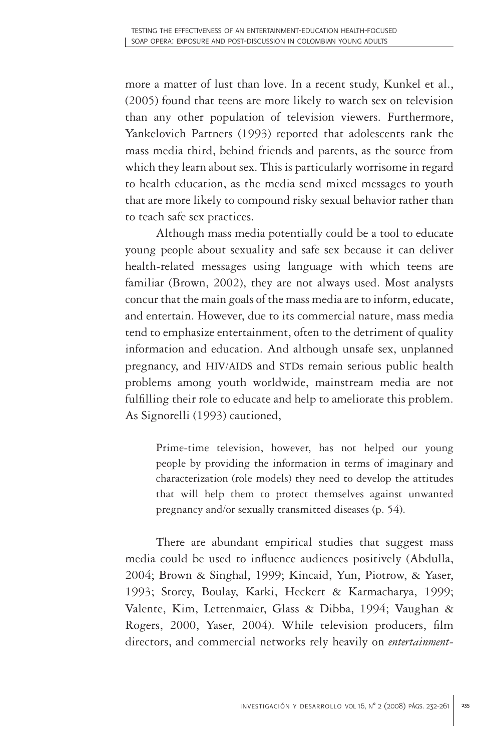more a matter of lust than love. In a recent study, Kunkel et al., (2005) found that teens are more likely to watch sex on television than any other population of television viewers. Furthermore, Yankelovich Partners (1993) reported that adolescents rank the mass media third, behind friends and parents, as the source from which they learn about sex. This is particularly worrisome in regard to health education, as the media send mixed messages to youth that are more likely to compound risky sexual behavior rather than to teach safe sex practices.

Although mass media potentially could be a tool to educate young people about sexuality and safe sex because it can deliver health-related messages using language with which teens are familiar (Brown, 2002), they are not always used. Most analysts concur that the main goals of the mass media are to inform, educate, and entertain. However, due to its commercial nature, mass media tend to emphasize entertainment, often to the detriment of quality information and education. And although unsafe sex, unplanned pregnancy, and HIV/AIDS and STDs remain serious public health problems among youth worldwide, mainstream media are not fulfilling their role to educate and help to ameliorate this problem. As Signorelli (1993) cautioned,

> Prime-time television, however, has not helped our young people by providing the information in terms of imaginary and characterization (role models) they need to develop the attitudes that will help them to protect themselves against unwanted pregnancy and/or sexually transmitted diseases (p. 54).

There are abundant empirical studies that suggest mass media could be used to influence audiences positively (Abdulla, 2004; Brown & Singhal, 1999; Kincaid, Yun, Piotrow, & Yaser, 1993; Storey, Boulay, Karki, Heckert & Karmacharya, 1999; Valente, Kim, Lettenmaier, Glass & Dibba, 1994; Vaughan & Rogers, 2000, Yaser, 2004). While television producers, film directors, and commercial networks rely heavily on *entertainment-*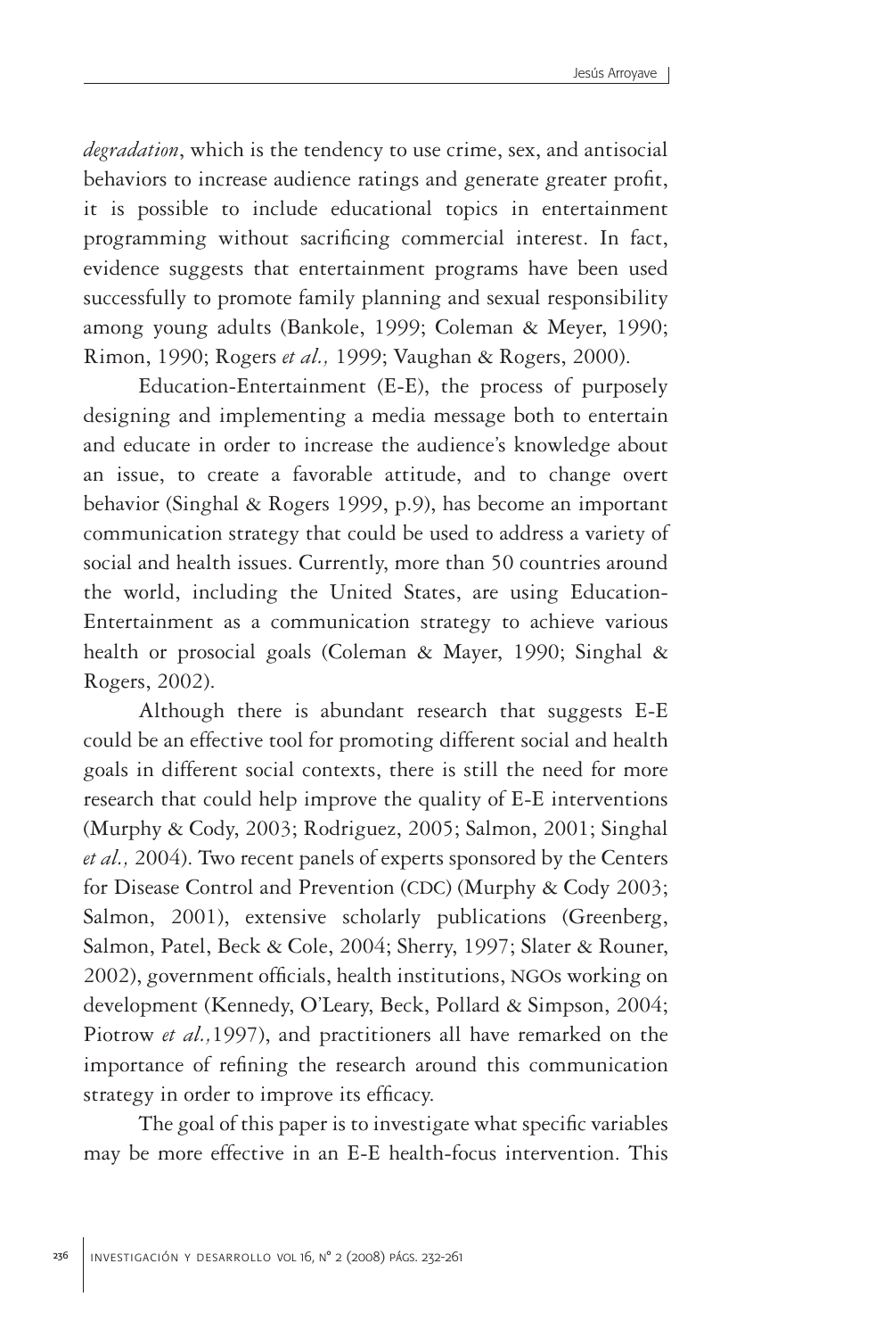*degradation*, which is the tendency to use crime, sex, and antisocial behaviors to increase audience ratings and generate greater profit, it is possible to include educational topics in entertainment programming without sacrificing commercial interest. In fact, evidence suggests that entertainment programs have been used successfully to promote family planning and sexual responsibility among young adults (Bankole, 1999; Coleman & Meyer, 1990; Rimon, 1990; Rogers *et al.,* 1999; Vaughan & Rogers, 2000).

Education-Entertainment (E-E), the process of purposely designing and implementing a media message both to entertain and educate in order to increase the audience's knowledge about an issue, to create a favorable attitude, and to change overt behavior (Singhal & Rogers 1999, p.9), has become an important communication strategy that could be used to address a variety of social and health issues. Currently, more than 50 countries around the world, including the United States, are using Education-Entertainment as a communication strategy to achieve various health or prosocial goals (Coleman & Mayer, 1990; Singhal & Rogers, 2002).

Although there is abundant research that suggests E-E could be an effective tool for promoting different social and health goals in different social contexts, there is still the need for more research that could help improve the quality of E-E interventions (Murphy & Cody, 2003; Rodriguez, 2005; Salmon, 2001; Singhal *et al.,* 2004). Two recent panels of experts sponsored by the Centers for Disease Control and Prevention (CDC) (Murphy & Cody 2003; Salmon, 2001), extensive scholarly publications (Greenberg, Salmon, Patel, Beck & Cole, 2004; Sherry, 1997; Slater & Rouner, 2002), government officials, health institutions, NGOs working on development (Kennedy, O'Leary, Beck, Pollard & Simpson, 2004; Piotrow *et al.,*1997), and practitioners all have remarked on the importance of refining the research around this communication strategy in order to improve its efficacy.

The goal of this paper is to investigate what specific variables may be more effective in an E-E health-focus intervention. This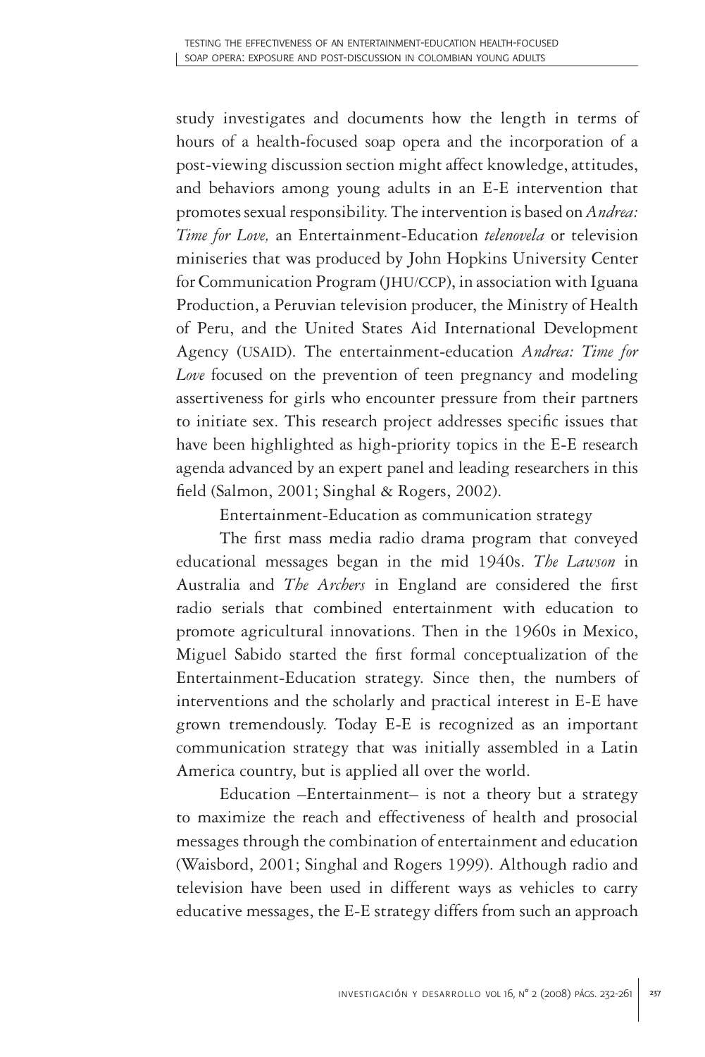study investigates and documents how the length in terms of hours of a health-focused soap opera and the incorporation of a post-viewing discussion section might affect knowledge, attitudes, and behaviors among young adults in an E-E intervention that promotes sexual responsibility. The intervention is based on *Andrea: Time for Love,* an Entertainment-Education *telenovela* or television miniseries that was produced by John Hopkins University Center for Communication Program (JHU/CCP), in association with Iguana Production, a Peruvian television producer, the Ministry of Health of Peru, and the United States Aid International Development Agency (USAID). The entertainment-education *Andrea: Time for Love* focused on the prevention of teen pregnancy and modeling assertiveness for girls who encounter pressure from their partners to initiate sex. This research project addresses specific issues that have been highlighted as high-priority topics in the E-E research agenda advanced by an expert panel and leading researchers in this field (Salmon, 2001; Singhal & Rogers, 2002).

## Entertainment-Education as communication strategy

The first mass media radio drama program that conveyed educational messages began in the mid 1940s. *The Lawson* in Australia and *The Archers* in England are considered the first radio serials that combined entertainment with education to promote agricultural innovations. Then in the 1960s in Mexico, Miguel Sabido started the first formal conceptualization of the Entertainment-Education strategy. Since then, the numbers of interventions and the scholarly and practical interest in E-E have grown tremendously. Today E-E is recognized as an important communication strategy that was initially assembled in a Latin America country, but is applied all over the world.

Education –Entertainment– is not a theory but a strategy to maximize the reach and effectiveness of health and prosocial messages through the combination of entertainment and education (Waisbord, 2001; Singhal and Rogers 1999). Although radio and television have been used in different ways as vehicles to carry educative messages, the E-E strategy differs from such an approach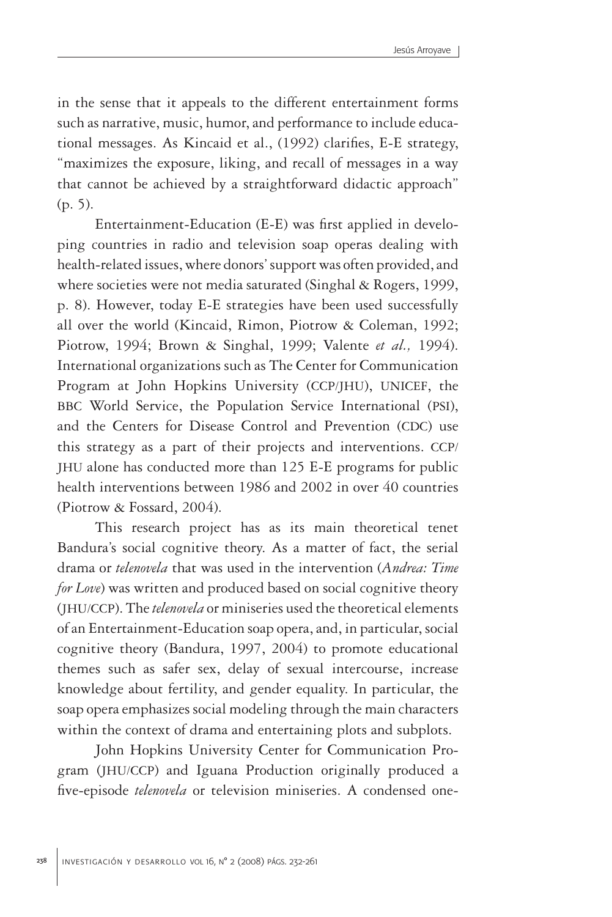in the sense that it appeals to the different entertainment forms such as narrative, music, humor, and performance to include educational messages. As Kincaid et al., (1992) clarifies, E-E strategy, "maximizes the exposure, liking, and recall of messages in a way that cannot be achieved by a straightforward didactic approach" (p. 5).

Entertainment-Education (E-E) was first applied in developing countries in radio and television soap operas dealing with health-related issues, where donors' support was often provided, and where societies were not media saturated (Singhal & Rogers, 1999, p. 8). However, today E-E strategies have been used successfully all over the world (Kincaid, Rimon, Piotrow & Coleman, 1992; Piotrow, 1994; Brown & Singhal, 1999; Valente *et al.,* 1994). International organizations such as The Center for Communication Program at John Hopkins University (CCP/JHU), UNICEF, the BBC World Service, the Population Service International (PSI), and the Centers for Disease Control and Prevention (CDC) use this strategy as a part of their projects and interventions. CCP/JHU alone has conducted more than 125 E-E programs for public health interventions between 1986 and 2002 in over 40 countries (Piotrow & Fossard, 2004).

This research project has as its main theoretical tenet Bandura's social cognitive theory. As a matter of fact, the serial drama or *telenovela* that was used in the intervention (*Andrea: Time for Love*) was written and produced based on social cognitive theory (JHU/CCP). The *telenovela* or miniseries used the theoretical elements of an Entertainment-Education soap opera, and, in particular, social cognitive theory (Bandura, 1997, 2004) to promote educational themes such as safer sex, delay of sexual intercourse, increase knowledge about fertility, and gender equality. In particular, the soap opera emphasizes social modeling through the main characters within the context of drama and entertaining plots and subplots.

John Hopkins University Center for Communication Program (JHU/CCP) and Iguana Production originally produced a five-episode *telenovela* or television miniseries. A condensed one-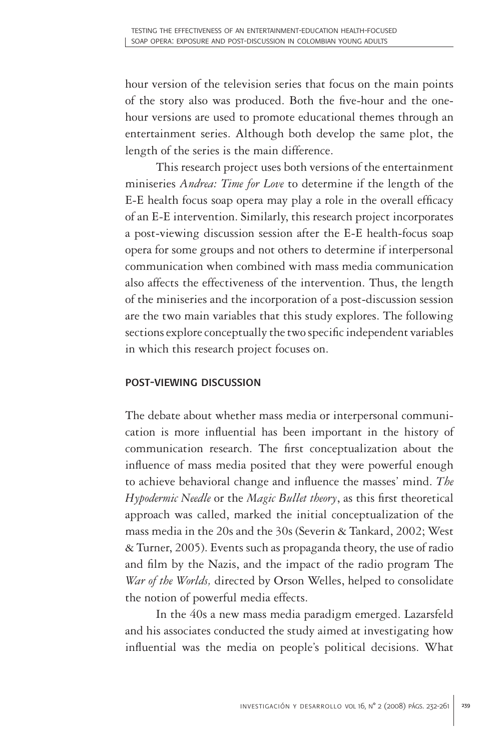hour version of the television series that focus on the main points of the story also was produced. Both the five-hour and the one-hour versions are used to promote educational themes through an entertainment series. Although both develop the same plot, the length of the series is the main difference.

This research project uses both versions of the entertainment miniseries *Andrea: Time for Love* to determine if the length of the E-E health focus soap opera may play a role in the overall efficacy of an E-E intervention. Similarly, this research project incorporates a post-viewing discussion session after the E-E health-focus soap opera for some groups and not others to determine if interpersonal communication when combined with mass media communication also affects the effectiveness of the intervention. Thus, the length of the miniseries and the incorporation of a post-discussion session are the two main variables that this study explores. The following sections explore conceptually the two specific independent variables in which this research project focuses on.

## POST-VIEWING DISCUSSION

The debate about whether mass media or interpersonal communication is more influential has been important in the history of communication research. The first conceptualization about the influence of mass media posited that they were powerful enough to achieve behavioral change and influence the masses' mind. *The Hypodermic Needle* or the *Magic Bullet theory*, as this first theoretical approach was called, marked the initial conceptualization of the mass media in the 20s and the 30s (Severin & Tankard, 2002; West & Turner, 2005). Events such as propaganda theory, the use of radio and film by the Nazis, and the impact of the radio program The *War of the Worlds,* directed by Orson Welles, helped to consolidate the notion of powerful media effects.

In the 40s a new mass media paradigm emerged. Lazarsfeld and his associates conducted the study aimed at investigating how influential was the media on people's political decisions. What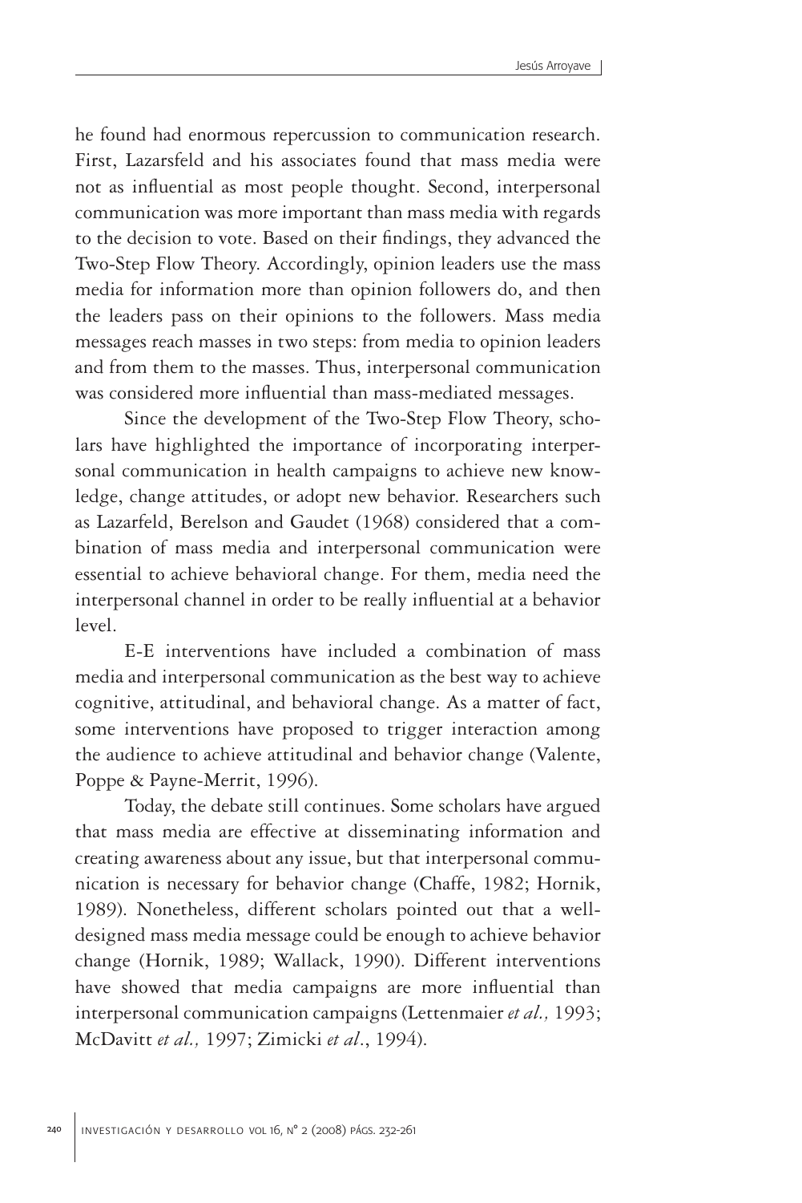he found had enormous repercussion to communication research. First, Lazarsfeld and his associates found that mass media were not as influential as most people thought. Second, interpersonal communication was more important than mass media with regards to the decision to vote. Based on their findings, they advanced the Two-Step Flow Theory. Accordingly, opinion leaders use the mass media for information more than opinion followers do, and then the leaders pass on their opinions to the followers. Mass media messages reach masses in two steps: from media to opinion leaders and from them to the masses. Thus, interpersonal communication was considered more influential than mass-mediated messages.

Since the development of the Two-Step Flow Theory, scholars have highlighted the importance of incorporating interpersonal communication in health campaigns to achieve new knowledge, change attitudes, or adopt new behavior. Researchers such as Lazarfeld, Berelson and Gaudet (1968) considered that a combination of mass media and interpersonal communication were essential to achieve behavioral change. For them, media need the interpersonal channel in order to be really influential at a behavior level.

E-E interventions have included a combination of mass media and interpersonal communication as the best way to achieve cognitive, attitudinal, and behavioral change. As a matter of fact, some interventions have proposed to trigger interaction among the audience to achieve attitudinal and behavior change (Valente, Poppe & Payne-Merrit, 1996).

Today, the debate still continues. Some scholars have argued that mass media are effective at disseminating information and creating awareness about any issue, but that interpersonal communication is necessary for behavior change (Chaffe, 1982; Hornik, 1989). Nonetheless, different scholars pointed out that a well-designed mass media message could be enough to achieve behavior change (Hornik, 1989; Wallack, 1990). Different interventions have showed that media campaigns are more influential than interpersonal communication campaigns (Lettenmaier *et al.,* 1993; McDavitt *et al.,* 1997; Zimicki *et al*., 1994).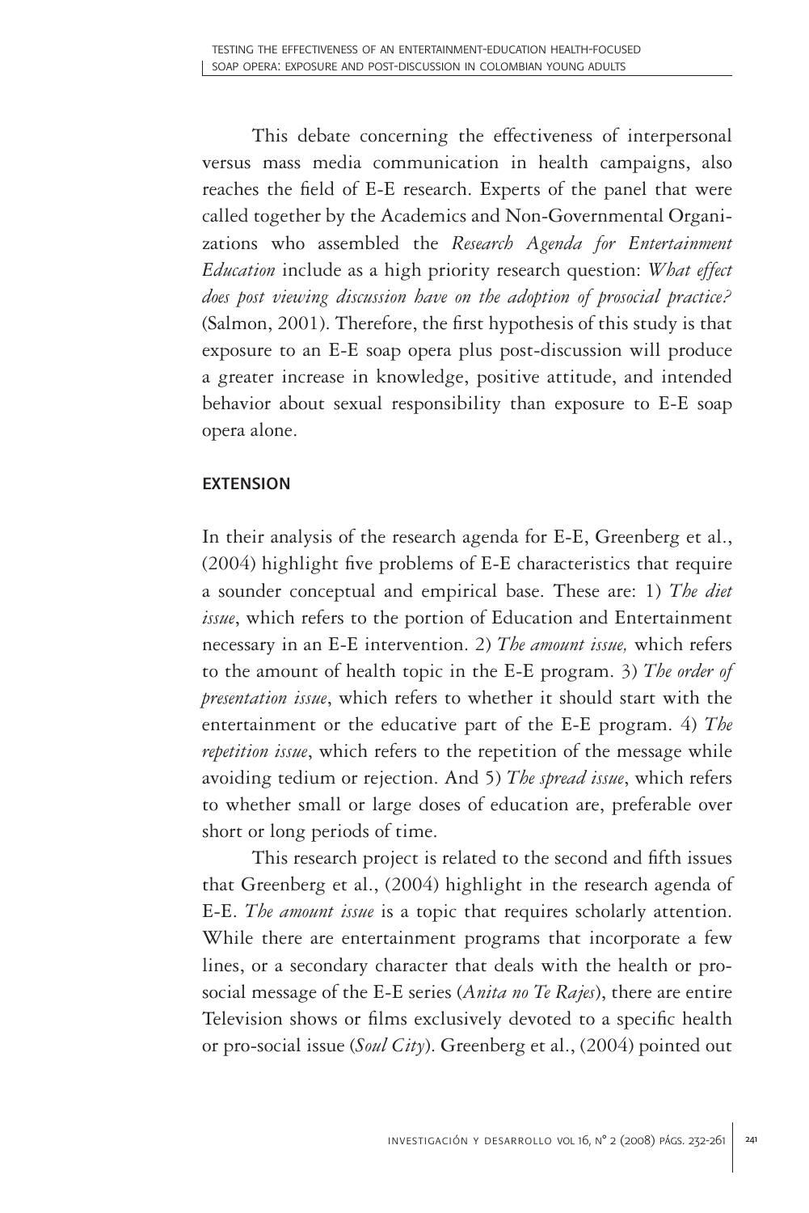This debate concerning the effectiveness of interpersonal versus mass media communication in health campaigns, also reaches the field of E-E research. Experts of the panel that were called together by the Academics and Non-Governmental Organizations who assembled the *Research Agenda for Entertainment Education* include as a high priority research question: *What effect does post viewing discussion have on the adoption of prosocial practice?* (Salmon, 2001). Therefore, the first hypothesis of this study is that exposure to an E-E soap opera plus post-discussion will produce a greater increase in knowledge, positive attitude, and intended behavior about sexual responsibility than exposure to E-E soap opera alone.

## EXTENSION

In their analysis of the research agenda for E-E, Greenberg et al., (2004) highlight five problems of E-E characteristics that require a sounder conceptual and empirical base. These are: 1) *The diet issue*, which refers to the portion of Education and Entertainment necessary in an E-E intervention. 2) *The amount issue,* which refers to the amount of health topic in the E-E program. 3) *The order of presentation issue*, which refers to whether it should start with the entertainment or the educative part of the E-E program. 4) *The repetition issue*, which refers to the repetition of the message while avoiding tedium or rejection. And 5) *The spread issue*, which refers to whether small or large doses of education are, preferable over short or long periods of time.

This research project is related to the second and fifth issues that Greenberg et al., (2004) highlight in the research agenda of E-E. *The amount issue* is a topic that requires scholarly attention. While there are entertainment programs that incorporate a few lines, or a secondary character that deals with the health or pro-social message of the E-E series (*Anita no Te Rajes*), there are entire Television shows or films exclusively devoted to a specific health or pro-social issue (*Soul City*). Greenberg et al., (2004) pointed out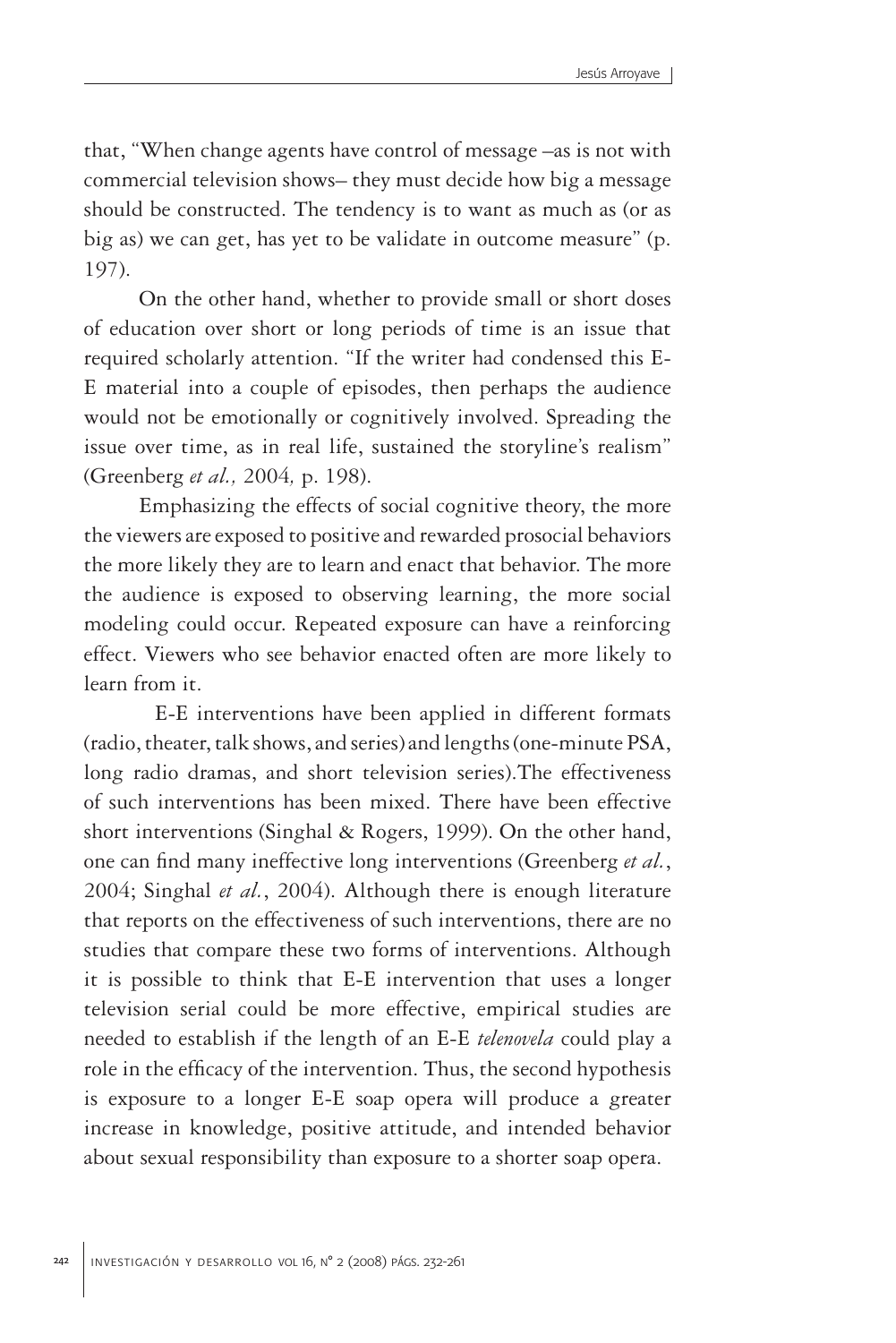that, "When change agents have control of message –as is not with commercial television shows– they must decide how big a message should be constructed. The tendency is to want as much as (or as big as) we can get, has yet to be validate in outcome measure" (p. 197).

On the other hand, whether to provide small or short doses of education over short or long periods of time is an issue that required scholarly attention. "If the writer had condensed this E-E material into a couple of episodes, then perhaps the audience would not be emotionally or cognitively involved. Spreading the issue over time, as in real life, sustained the storyline's realism" (Greenberg *et al.,* 2004*,* p. 198).

Emphasizing the effects of social cognitive theory, the more the viewers are exposed to positive and rewarded prosocial behaviors the more likely they are to learn and enact that behavior. The more the audience is exposed to observing learning, the more social modeling could occur. Repeated exposure can have a reinforcing effect. Viewers who see behavior enacted often are more likely to learn from it.

E-E interventions have been applied in different formats (radio, theater, talk shows, and series) and lengths (one-minute PSA, long radio dramas, and short television series).The effectiveness of such interventions has been mixed. There have been effective short interventions (Singhal & Rogers, 1999). On the other hand, one can find many ineffective long interventions (Greenberg *et al.*, 2004; Singhal *et al.*, 2004). Although there is enough literature that reports on the effectiveness of such interventions, there are no studies that compare these two forms of interventions. Although it is possible to think that E-E intervention that uses a longer television serial could be more effective, empirical studies are needed to establish if the length of an E-E *telenovela* could play a role in the efficacy of the intervention. Thus, the second hypothesis is exposure to a longer E-E soap opera will produce a greater increase in knowledge, positive attitude, and intended behavior about sexual responsibility than exposure to a shorter soap opera.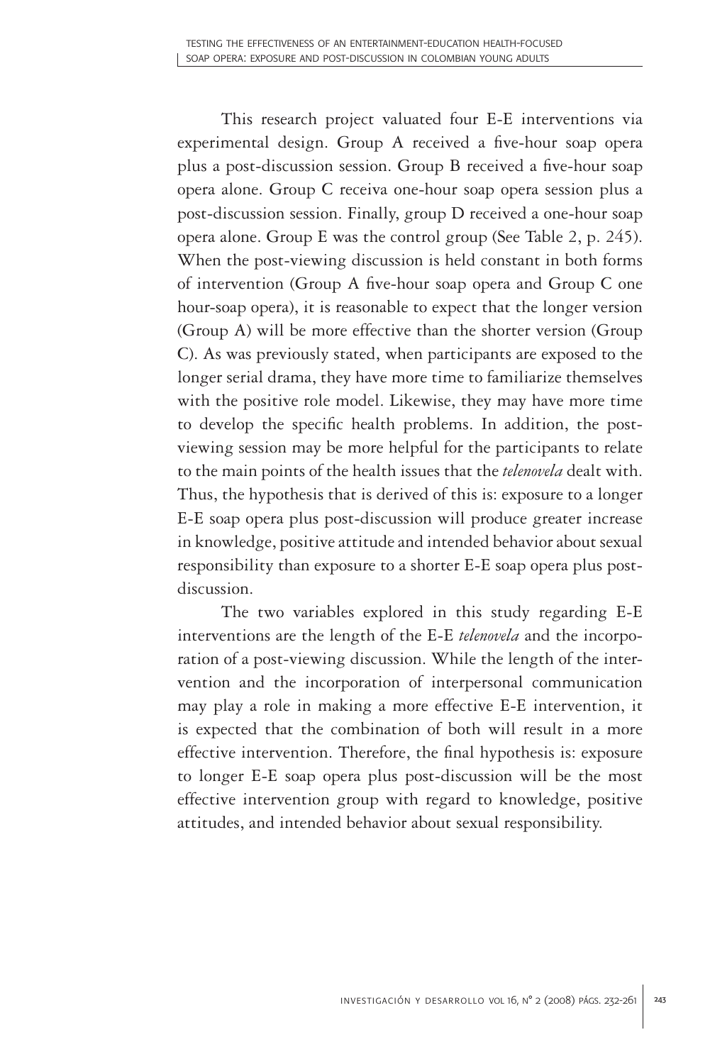This research project valuated four E-E interventions via experimental design. Group A received a five-hour soap opera plus a post-discussion session. Group B received a five-hour soap opera alone. Group C receiva one-hour soap opera session plus a post-discussion session. Finally, group D received a one-hour soap opera alone. Group E was the control group (See Table 2, p. 245). When the post-viewing discussion is held constant in both forms of intervention (Group A five-hour soap opera and Group C one hour-soap opera), it is reasonable to expect that the longer version (Group A) will be more effective than the shorter version (Group C). As was previously stated, when participants are exposed to the longer serial drama, they have more time to familiarize themselves with the positive role model. Likewise, they may have more time to develop the specific health problems. In addition, the post-viewing session may be more helpful for the participants to relate to the main points of the health issues that the *telenovela* dealt with. Thus, the hypothesis that is derived of this is: exposure to a longer E-E soap opera plus post-discussion will produce greater increase in knowledge, positive attitude and intended behavior about sexual responsibility than exposure to a shorter E-E soap opera plus post-discussion.

The two variables explored in this study regarding E-E interventions are the length of the E-E *telenovela* and the incorporation of a post-viewing discussion. While the length of the intervention and the incorporation of interpersonal communication may play a role in making a more effective E-E intervention, it is expected that the combination of both will result in a more effective intervention. Therefore, the final hypothesis is: exposure to longer E-E soap opera plus post-discussion will be the most effective intervention group with regard to knowledge, positive attitudes, and intended behavior about sexual responsibility.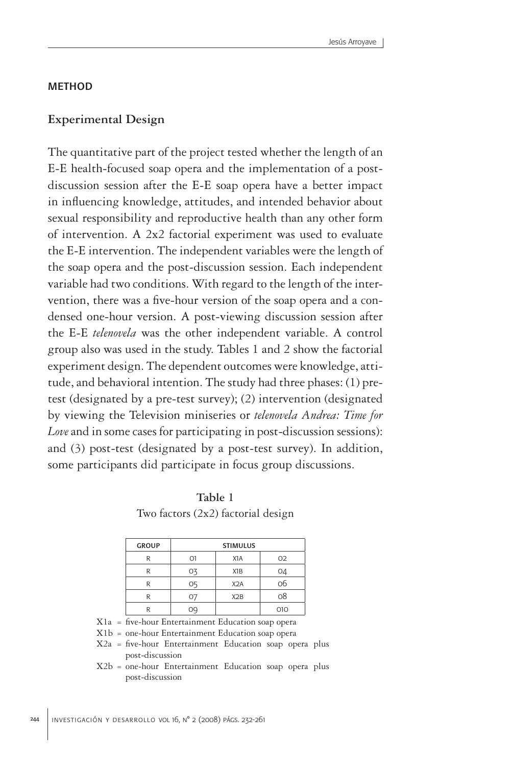## METHOD

### Experimental Design

The quantitative part of the project tested whether the length of an E-E health-focused soap opera and the implementation of a post-discussion session after the E-E soap opera have a better impact in influencing knowledge, attitudes, and intended behavior about sexual responsibility and reproductive health than any other form of intervention. A 2x2 factorial experiment was used to evaluate the E-E intervention. The independent variables were the length of the soap opera and the post-discussion session. Each independent variable had two conditions. With regard to the length of the intervention, there was a five-hour version of the soap opera and a condensed one-hour version. A post-viewing discussion session after the E-E *telenovela* was the other independent variable. A control group also was used in the study. Tables 1 and 2 show the factorial experiment design. The dependent outcomes were knowledge, attitude, and behavioral intention. The study had three phases: (1) pre-test (designated by a pre-test survey); (2) intervention (designated by viewing the Television miniseries or *telenovela Andrea: Time for Love* and in some cases for participating in post-discussion sessions): and (3) post-test (designated by a post-test survey). In addition, some participants did participate in focus group discussions.

**Table 1**
Two factors (2x2) factorial design

| GROUP | STIMULUS | | |
|---|---|---|---|
| R | O1 | X1A | O2 |
| R | O3 | X1B | O4 |
| R | O5 | X2A | O6 |
| R | O7 | X2B | O8 |
| R | O9 | | O10 |

X1a = five-hour Entertainment Education soap opera
X1b = one-hour Entertainment Education soap opera
X2a = five-hour Entertainment Education soap opera plus post-discussion
X2b = one-hour Entertainment Education soap opera plus post-discussion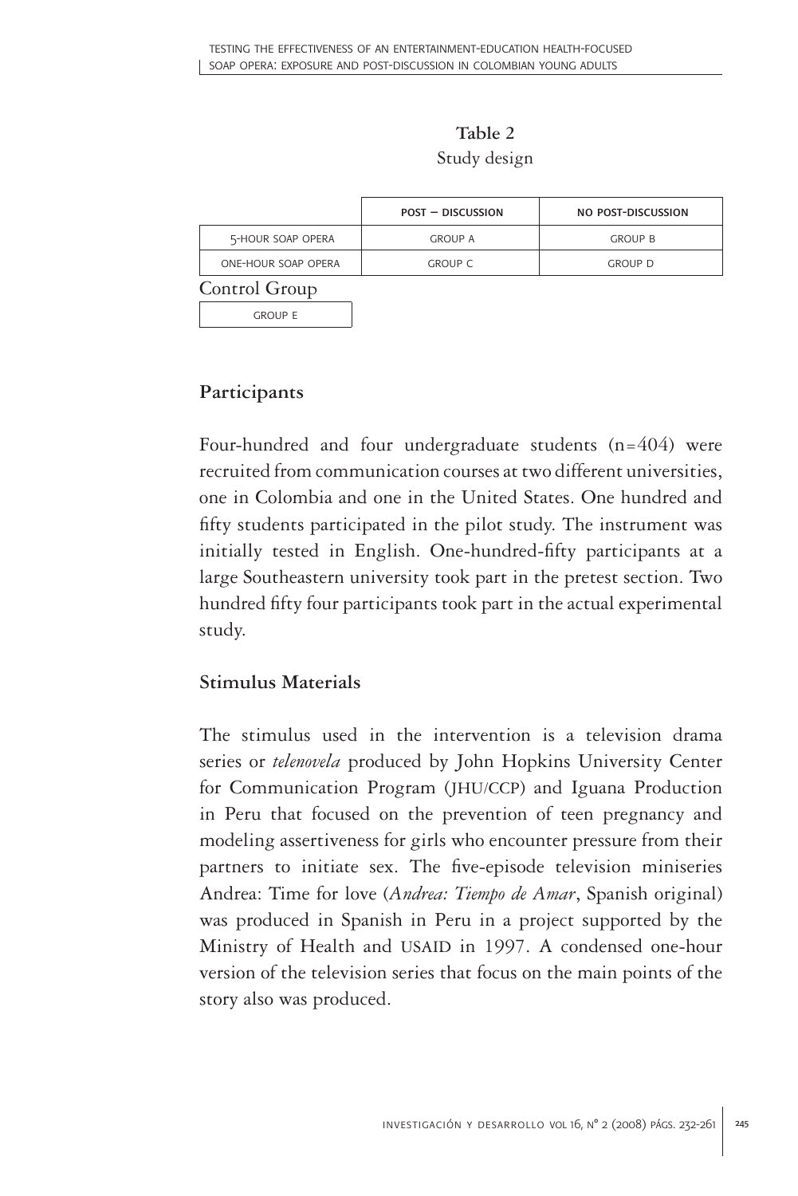**Table 2**
Study design

| | POST – DISCUSSION | NO POST-DISCUSSION |
|---|---|---|
| 5-HOUR SOAP OPERA | GROUP A | GROUP B |
| ONE-HOUR SOAP OPERA | GROUP C | GROUP D |

Control Group

| GROUP E |
|---|

## Participants

Four-hundred and four undergraduate students (n=404) were recruited from communication courses at two different universities, one in Colombia and one in the United States. One hundred and fifty students participated in the pilot study. The instrument was initially tested in English. One-hundred-fifty participants at a large Southeastern university took part in the pretest section. Two hundred fifty four participants took part in the actual experimental study.

## Stimulus Materials

The stimulus used in the intervention is a television drama series or *telenovela* produced by John Hopkins University Center for Communication Program (JHU/CCP) and Iguana Production in Peru that focused on the prevention of teen pregnancy and modeling assertiveness for girls who encounter pressure from their partners to initiate sex. The five-episode television miniseries Andrea: Time for love (*Andrea: Tiempo de Amar*, Spanish original) was produced in Spanish in Peru in a project supported by the Ministry of Health and USAID in 1997. A condensed one-hour version of the television series that focus on the main points of the story also was produced.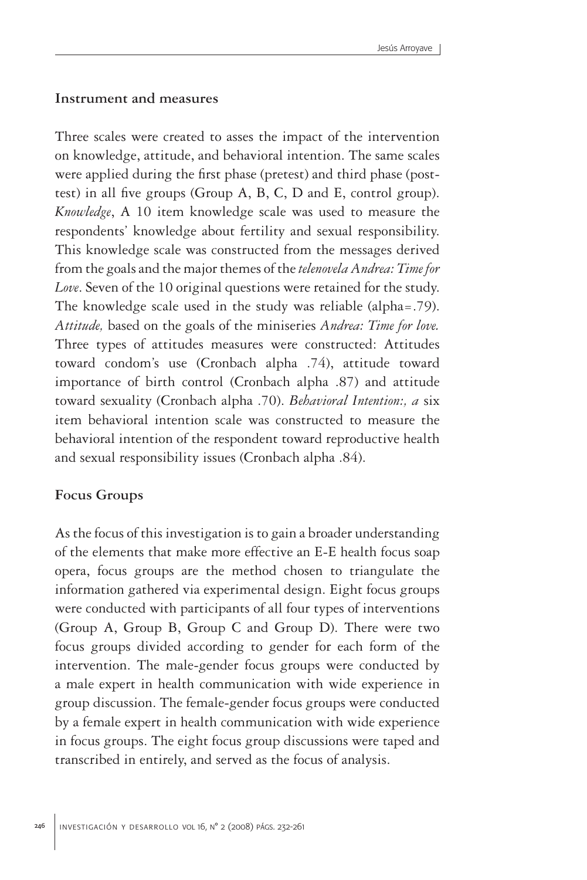## Instrument and measures

Three scales were created to asses the impact of the intervention on knowledge, attitude, and behavioral intention. The same scales were applied during the first phase (pretest) and third phase (post-test) in all five groups (Group A, B, C, D and E, control group). *Knowledge*, A 10 item knowledge scale was used to measure the respondents' knowledge about fertility and sexual responsibility. This knowledge scale was constructed from the messages derived from the goals and the major themes of the *telenovela Andrea: Time for Love*. Seven of the 10 original questions were retained for the study. The knowledge scale used in the study was reliable (alpha=.79). *Attitude,* based on the goals of the miniseries *Andrea: Time for love.* Three types of attitudes measures were constructed: Attitudes toward condom's use (Cronbach alpha .74), attitude toward importance of birth control (Cronbach alpha .87) and attitude toward sexuality (Cronbach alpha .70). *Behavioral Intention:, a* six item behavioral intention scale was constructed to measure the behavioral intention of the respondent toward reproductive health and sexual responsibility issues (Cronbach alpha .84).

## Focus Groups

As the focus of this investigation is to gain a broader understanding of the elements that make more effective an E-E health focus soap opera, focus groups are the method chosen to triangulate the information gathered via experimental design. Eight focus groups were conducted with participants of all four types of interventions (Group A, Group B, Group C and Group D). There were two focus groups divided according to gender for each form of the intervention. The male-gender focus groups were conducted by a male expert in health communication with wide experience in group discussion. The female-gender focus groups were conducted by a female expert in health communication with wide experience in focus groups. The eight focus group discussions were taped and transcribed in entirely, and served as the focus of analysis.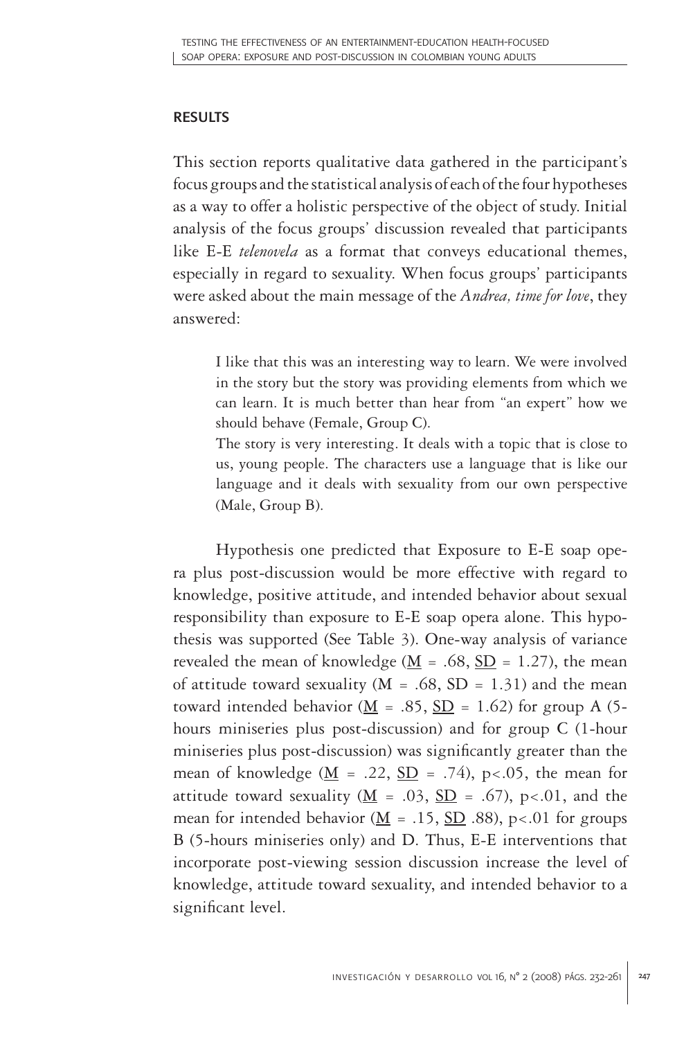## RESULTS

This section reports qualitative data gathered in the participant's focus groups and the statistical analysis of each of the four hypotheses as a way to offer a holistic perspective of the object of study. Initial analysis of the focus groups' discussion revealed that participants like E-E *telenovela* as a format that conveys educational themes, especially in regard to sexuality. When focus groups' participants were asked about the main message of the *Andrea, time for love*, they answered:

> I like that this was an interesting way to learn. We were involved in the story but the story was providing elements from which we can learn. It is much better than hear from "an expert" how we should behave (Female, Group C).
>
> The story is very interesting. It deals with a topic that is close to us, young people. The characters use a language that is like our language and it deals with sexuality from our own perspective (Male, Group B).

Hypothesis one predicted that Exposure to E-E soap opera plus post-discussion would be more effective with regard to knowledge, positive attitude, and intended behavior about sexual responsibility than exposure to E-E soap opera alone. This hypothesis was supported (See Table 3). One-way analysis of variance revealed the mean of knowledge ($\underline{M}$ = .68, $\underline{SD}$ = 1.27), the mean of attitude toward sexuality (M = .68, SD = 1.31) and the mean toward intended behavior ($\underline{M}$ = .85, $\underline{SD}$ = 1.62) for group A (5-hours miniseries plus post-discussion) and for group C (1-hour miniseries plus post-discussion) was significantly greater than the mean of knowledge ($\underline{M}$ = .22, $\underline{SD}$ = .74), $p<.05$, the mean for attitude toward sexuality ($\underline{M}$ = .03, $\underline{SD}$ = .67), $p<.01$, and the mean for intended behavior ($\underline{M}$ = .15, $\underline{SD}$ .88), $p<.01$ for groups B (5-hours miniseries only) and D. Thus, E-E interventions that incorporate post-viewing session discussion increase the level of knowledge, attitude toward sexuality, and intended behavior to a significant level.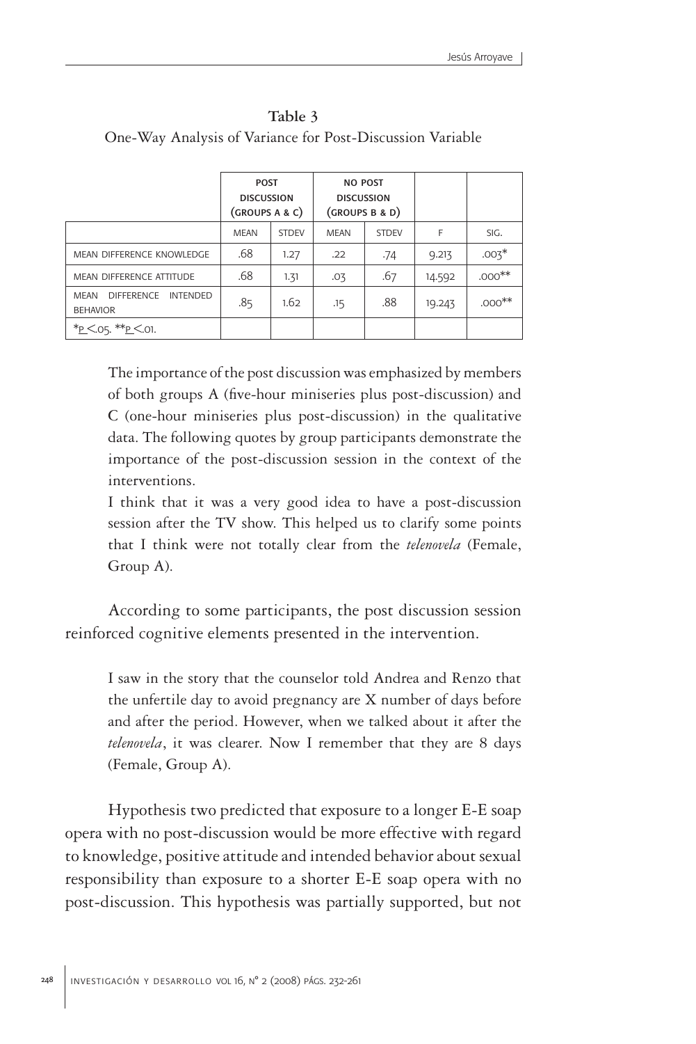**Table 3**

One-Way Analysis of Variance for Post-Discussion Variable

| | Post Discussion (Groups A & C) | | No Post Discussion (Groups B & D) | | | |
|---|---|---|---|---|---|---|
| | Mean | Stdev | Mean | Stdev | F | Sig. |
| Mean difference knowledge | .68 | 1.27 | .22 | .74 | 9.213 | .003* |
| Mean difference attitude | .68 | 1.31 | .03 | .67 | 14.592 | .000** |
| Mean difference intended behavior | .85 | 1.62 | .15 | .88 | 19.243 | .000** |
| *$p < .05$. **$p < .01$. | | | | | | |

The importance of the post discussion was emphasized by members of both groups A (five-hour miniseries plus post-discussion) and C (one-hour miniseries plus post-discussion) in the qualitative data. The following quotes by group participants demonstrate the importance of the post-discussion session in the context of the interventions.

I think that it was a very good idea to have a post-discussion session after the TV show. This helped us to clarify some points that I think were not totally clear from the *telenovela* (Female, Group A).

According to some participants, the post discussion session reinforced cognitive elements presented in the intervention.

> I saw in the story that the counselor told Andrea and Renzo that the unfertile day to avoid pregnancy are X number of days before and after the period. However, when we talked about it after the *telenovela*, it was clearer. Now I remember that they are 8 days (Female, Group A).

Hypothesis two predicted that exposure to a longer E-E soap opera with no post-discussion would be more effective with regard to knowledge, positive attitude and intended behavior about sexual responsibility than exposure to a shorter E-E soap opera with no post-discussion. This hypothesis was partially supported, but not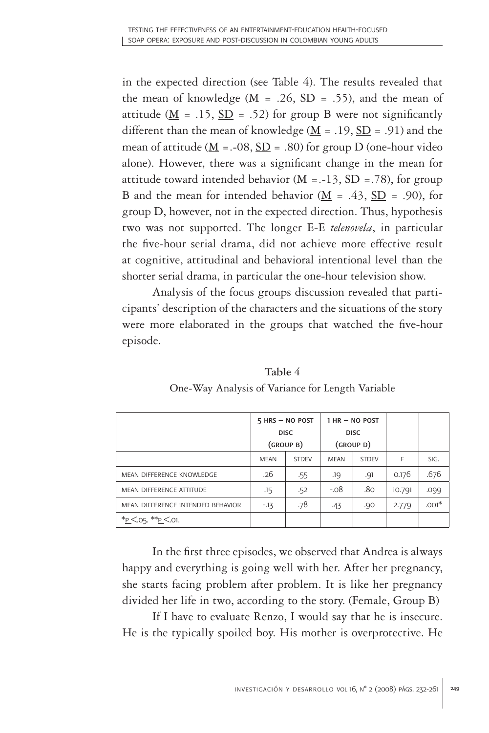in the expected direction (see Table 4). The results revealed that the mean of knowledge ($M = .26$, $SD = .55$), and the mean of attitude ($\underline{M} = .15$, $\underline{SD} = .52$) for group B were not significantly different than the mean of knowledge ($\underline{M} = .19$, $\underline{SD} = .91$) and the mean of attitude ($\underline{M} = .-08$, $\underline{SD} = .80$) for group D (one-hour video alone). However, there was a significant change in the mean for attitude toward intended behavior ($\underline{M} = .-13$, $\underline{SD} = .78$), for group B and the mean for intended behavior ($\underline{M} = .43$, $\underline{SD} = .90$), for group D, however, not in the expected direction. Thus, hypothesis two was not supported. The longer E-E *telenovela*, in particular the five-hour serial drama, did not achieve more effective result at cognitive, attitudinal and behavioral intentional level than the shorter serial drama, in particular the one-hour television show.

Analysis of the focus groups discussion revealed that participants' description of the characters and the situations of the story were more elaborated in the groups that watched the five-hour episode.

**Table 4**

One-Way Analysis of Variance for Length Variable

| | 5 HRS – NO POST DISC (GROUP B) | | 1 HR – NO POST DISC (GROUP D) | | | |
|---|---|---|---|---|---|---|
| | MEAN | STDEV | MEAN | STDEV | F | SIG. |
| MEAN DIFFERENCE KNOWLEDGE | .26 | .55 | .19 | .91 | 0.176 | .676 |
| MEAN DIFFERENCE ATTITUDE | .15 | .52 | -.08 | .80 | 10.791 | .099 |
| MEAN DIFFERENCE INTENDED BEHAVIOR | -.13 | .78 | .43 | .90 | 2.779 | .001* |
| *$\underline{p} < .05$. **$\underline{p} < .01$. | | | | | | |

In the first three episodes, we observed that Andrea is always happy and everything is going well with her. After her pregnancy, she starts facing problem after problem. It is like her pregnancy divided her life in two, according to the story. (Female, Group B)

If I have to evaluate Renzo, I would say that he is insecure. He is the typically spoiled boy. His mother is overprotective. He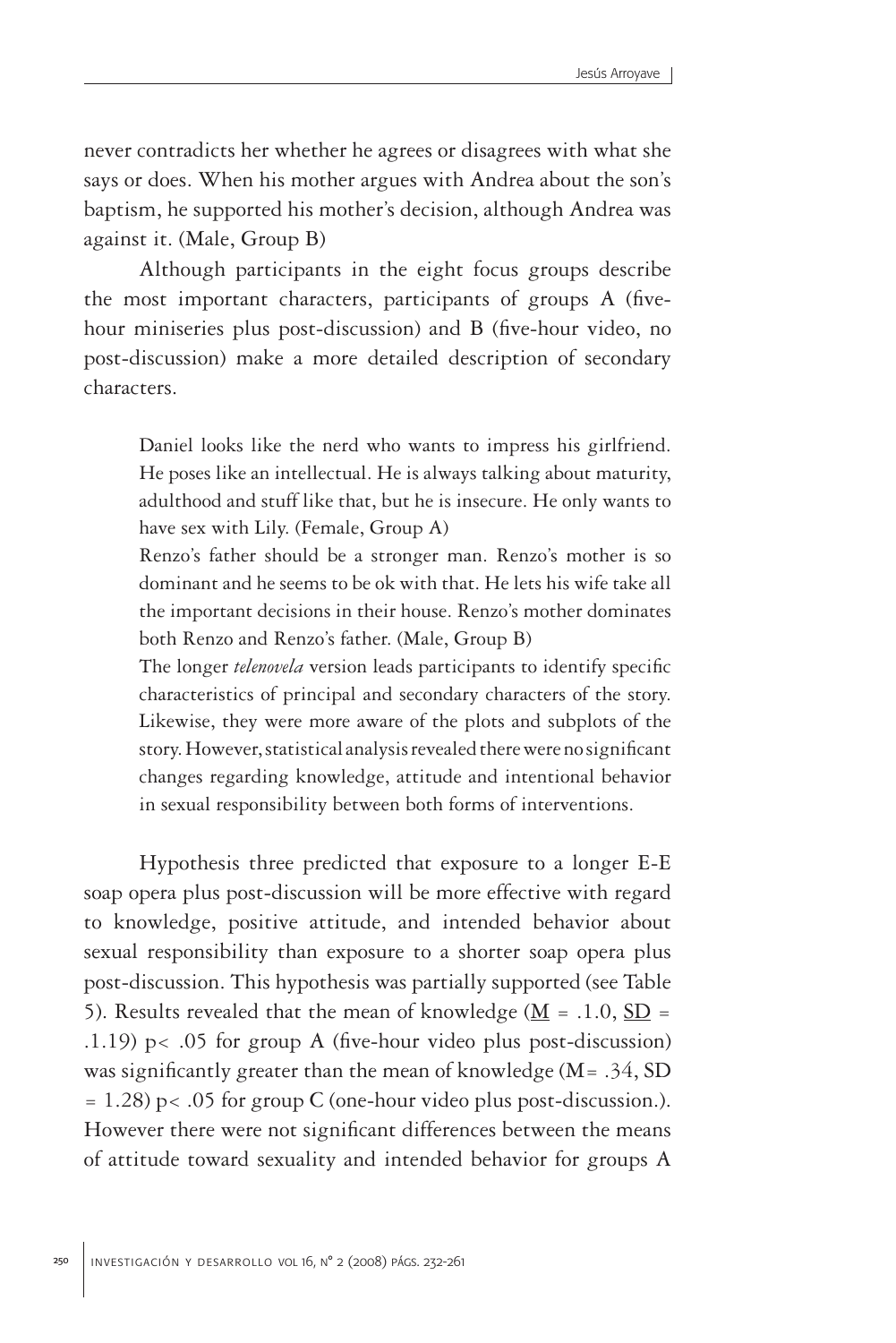never contradicts her whether he agrees or disagrees with what she says or does. When his mother argues with Andrea about the son's baptism, he supported his mother's decision, although Andrea was against it. (Male, Group B)

Although participants in the eight focus groups describe the most important characters, participants of groups A (five-hour miniseries plus post-discussion) and B (five-hour video, no post-discussion) make a more detailed description of secondary characters.

> Daniel looks like the nerd who wants to impress his girlfriend. He poses like an intellectual. He is always talking about maturity, adulthood and stuff like that, but he is insecure. He only wants to have sex with Lily. (Female, Group A)
>
> Renzo's father should be a stronger man. Renzo's mother is so dominant and he seems to be ok with that. He lets his wife take all the important decisions in their house. Renzo's mother dominates both Renzo and Renzo's father. (Male, Group B)
>
> The longer *telenovela* version leads participants to identify specific characteristics of principal and secondary characters of the story. Likewise, they were more aware of the plots and subplots of the story. However, statistical analysis revealed there were no significant changes regarding knowledge, attitude and intentional behavior in sexual responsibility between both forms of interventions.

Hypothesis three predicted that exposure to a longer E-E soap opera plus post-discussion will be more effective with regard to knowledge, positive attitude, and intended behavior about sexual responsibility than exposure to a shorter soap opera plus post-discussion. This hypothesis was partially supported (see Table 5). Results revealed that the mean of knowledge ($\underline{M}$ = .1.0, $\underline{SD}$ = .1.19) $p < .05$ for group A (five-hour video plus post-discussion) was significantly greater than the mean of knowledge (M= .34, SD = 1.28) $p < .05$ for group C (one-hour video plus post-discussion.). However there were not significant differences between the means of attitude toward sexuality and intended behavior for groups A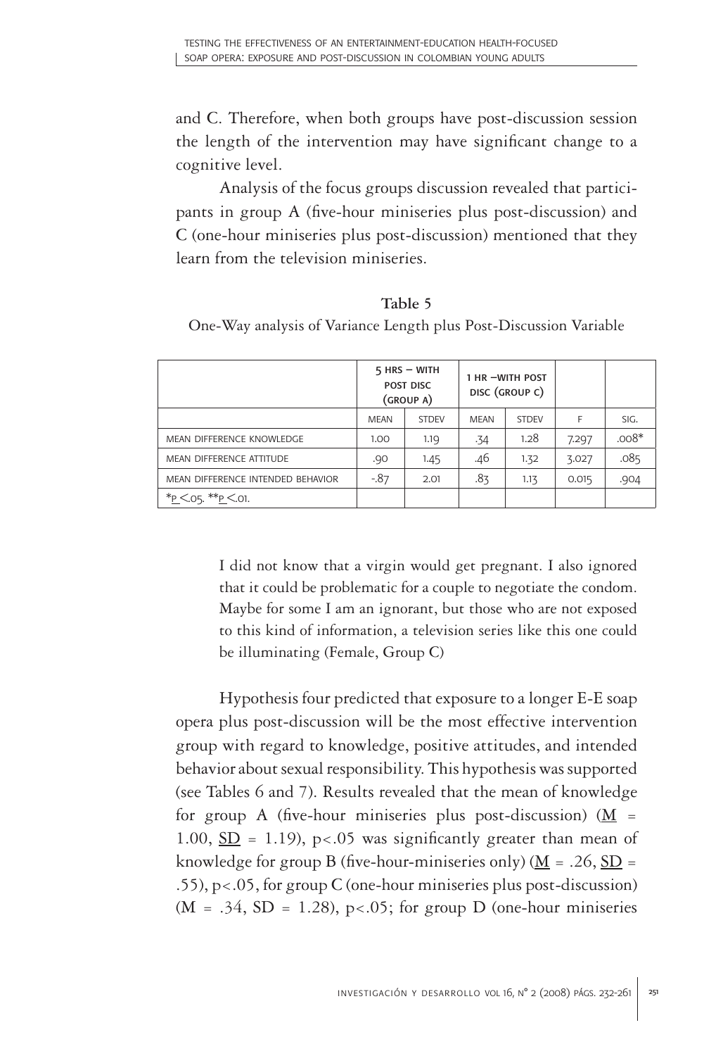and C. Therefore, when both groups have post-discussion session the length of the intervention may have significant change to a cognitive level.

Analysis of the focus groups discussion revealed that participants in group A (five-hour miniseries plus post-discussion) and C (one-hour miniseries plus post-discussion) mentioned that they learn from the television miniseries.

**Table 5**

One-Way analysis of Variance Length plus Post-Discussion Variable

| | 5 HRS – WITH POST DISC (GROUP A) | | 1 HR –WITH POST DISC (GROUP C) | | | |
|---|---|---|---|---|---|---|
| | MEAN | STDEV | MEAN | STDEV | F | SIG. |
| MEAN DIFFERENCE KNOWLEDGE | 1.00 | 1.19 | .34 | 1.28 | 7.297 | .008* |
| MEAN DIFFERENCE ATTITUDE | .90 | 1.45 | .46 | 1.32 | 3.027 | .085 |
| MEAN DIFFERENCE INTENDED BEHAVIOR | -.87 | 2.01 | .83 | 1.13 | 0.015 | .904 |
| *$p < .05$. **$p < .01$. | | | | | | |

> I did not know that a virgin would get pregnant. I also ignored that it could be problematic for a couple to negotiate the condom. Maybe for some I am an ignorant, but those who are not exposed to this kind of information, a television series like this one could be illuminating (Female, Group C)

Hypothesis four predicted that exposure to a longer E-E soap opera plus post-discussion will be the most effective intervention group with regard to knowledge, positive attitudes, and intended behavior about sexual responsibility. This hypothesis was supported (see Tables 6 and 7). Results revealed that the mean of knowledge for group A (five-hour miniseries plus post-discussion) ($\underline{M}$ = 1.00, $\underline{SD}$ = 1.19), $p<.05$ was significantly greater than mean of knowledge for group B (five-hour-miniseries only) ($\underline{M}$ = .26, $\underline{SD}$ = .55), $p<.05$, for group C (one-hour miniseries plus post-discussion) (M = .34, SD = 1.28), $p<.05$; for group D (one-hour miniseries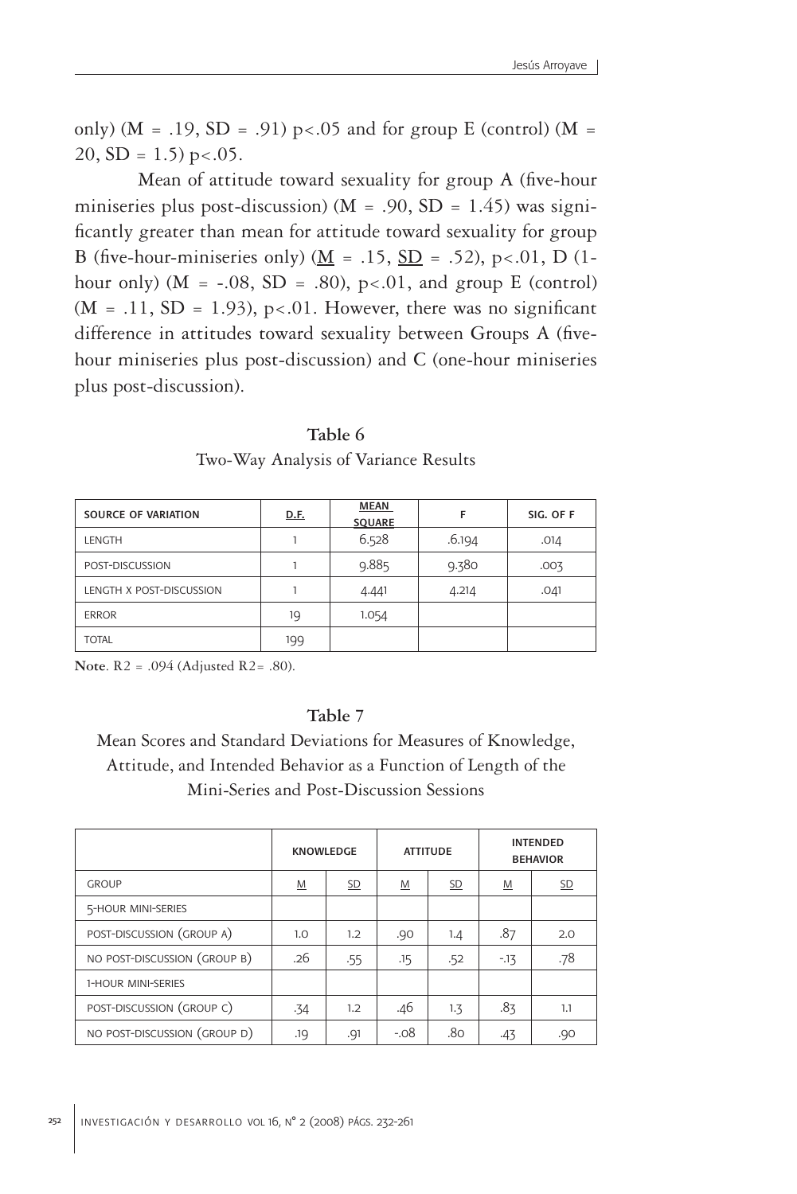only) (M = .19, SD = .91) $p<.05$ and for group E (control) (M = 20, SD = 1.5) $p<.05$.

Mean of attitude toward sexuality for group A (five-hour miniseries plus post-discussion) (M = .90, SD = 1.45) was significantly greater than mean for attitude toward sexuality for group B (five-hour-miniseries only) (M = .15, SD = .52), $p<.01$, D (1-hour only) (M = -.08, SD = .80), $p<.01$, and group E (control) (M = .11, SD = 1.93), $p<.01$. However, there was no significant difference in attitudes toward sexuality between Groups A (five-hour miniseries plus post-discussion) and C (one-hour miniseries plus post-discussion).

**Table 6**

Two-Way Analysis of Variance Results

| SOURCE OF VARIATION | D.F. | MEAN SQUARE | F | SIG. OF F |
|---|---|---|---|---|
| LENGTH | 1 | 6.528 | .6.194 | .014 |
| POST-DISCUSSION | 1 | 9.885 | 9.380 | .003 |
| LENGTH X POST-DISCUSSION | 1 | 4.441 | 4.214 | .041 |
| ERROR | 19 | 1.054 | | |
| TOTAL | 199 | | | |

**Note**. $R2$ = .094 (Adjusted $R2$= .80).

**Table 7**

Mean Scores and Standard Deviations for Measures of Knowledge, Attitude, and Intended Behavior as a Function of Length of the Mini-Series and Post-Discussion Sessions

| | KNOWLEDGE | | ATTITUDE | | INTENDED BEHAVIOR | |
|---|---|---|---|---|---|---|
| GROUP | M | SD | M | SD | M | SD |
| 5-HOUR MINI-SERIES | | | | | | |
| POST-DISCUSSION (GROUP A) | 1.0 | 1.2 | .90 | 1.4 | .87 | 2.0 |
| NO POST-DISCUSSION (GROUP B) | .26 | .55 | .15 | .52 | -.13 | .78 |
| 1-HOUR MINI-SERIES | | | | | | |
| POST-DISCUSSION (GROUP C) | .34 | 1.2 | .46 | 1.3 | .83 | 1.1 |
| NO POST-DISCUSSION (GROUP D) | .19 | .91 | -.08 | .80 | .43 | .90 |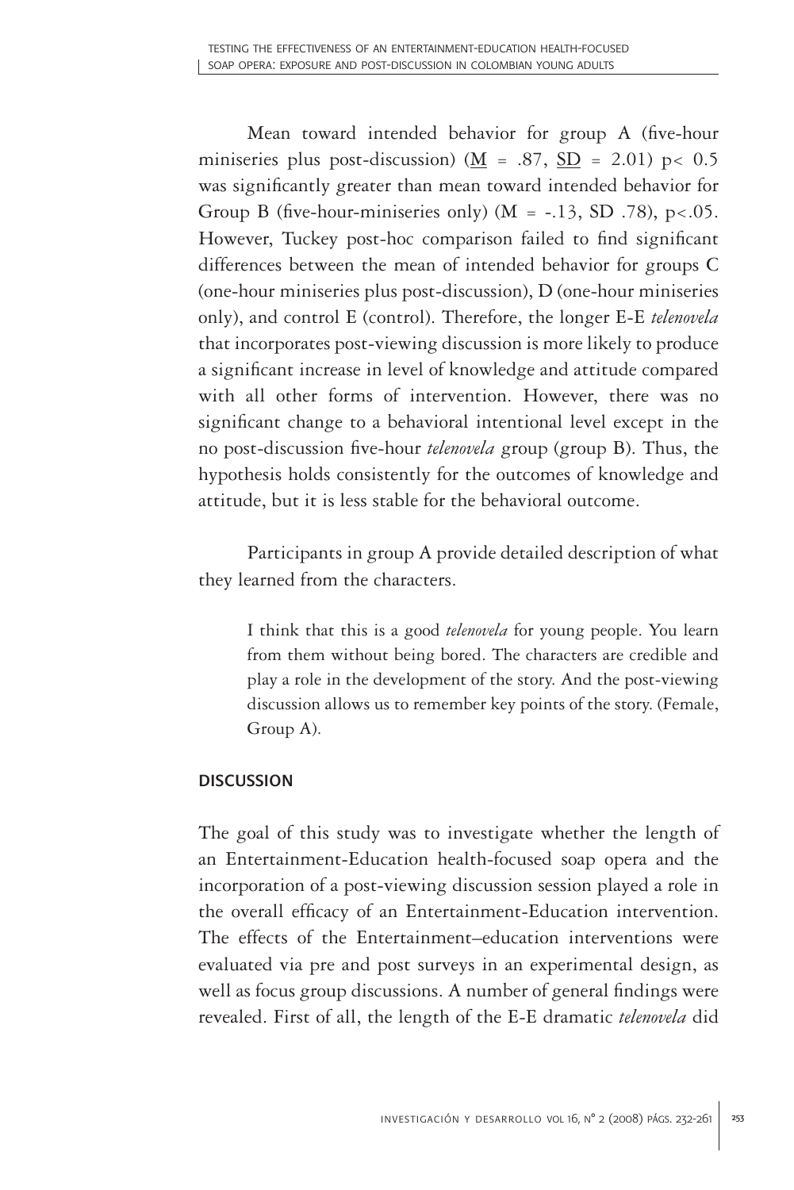Mean toward intended behavior for group A (five-hour miniseries plus post-discussion) ($\underline{M}$ = .87, $\underline{SD}$ = 2.01) $p < 0.5$ was significantly greater than mean toward intended behavior for Group B (five-hour-miniseries only) (M = -.13, SD .78), $p < .05$. However, Tuckey post-hoc comparison failed to find significant differences between the mean of intended behavior for groups C (one-hour miniseries plus post-discussion), D (one-hour miniseries only), and control E (control). Therefore, the longer E-E *telenovela* that incorporates post-viewing discussion is more likely to produce a significant increase in level of knowledge and attitude compared with all other forms of intervention. However, there was no significant change to a behavioral intentional level except in the no post-discussion five-hour *telenovela* group (group B). Thus, the hypothesis holds consistently for the outcomes of knowledge and attitude, but it is less stable for the behavioral outcome.

Participants in group A provide detailed description of what they learned from the characters.

> I think that this is a good *telenovela* for young people. You learn from them without being bored. The characters are credible and play a role in the development of the story. And the post-viewing discussion allows us to remember key points of the story. (Female, Group A).

## DISCUSSION

The goal of this study was to investigate whether the length of an Entertainment-Education health-focused soap opera and the incorporation of a post-viewing discussion session played a role in the overall efficacy of an Entertainment-Education intervention. The effects of the Entertainment–education interventions were evaluated via pre and post surveys in an experimental design, as well as focus group discussions. A number of general findings were revealed. First of all, the length of the E-E dramatic *telenovela* did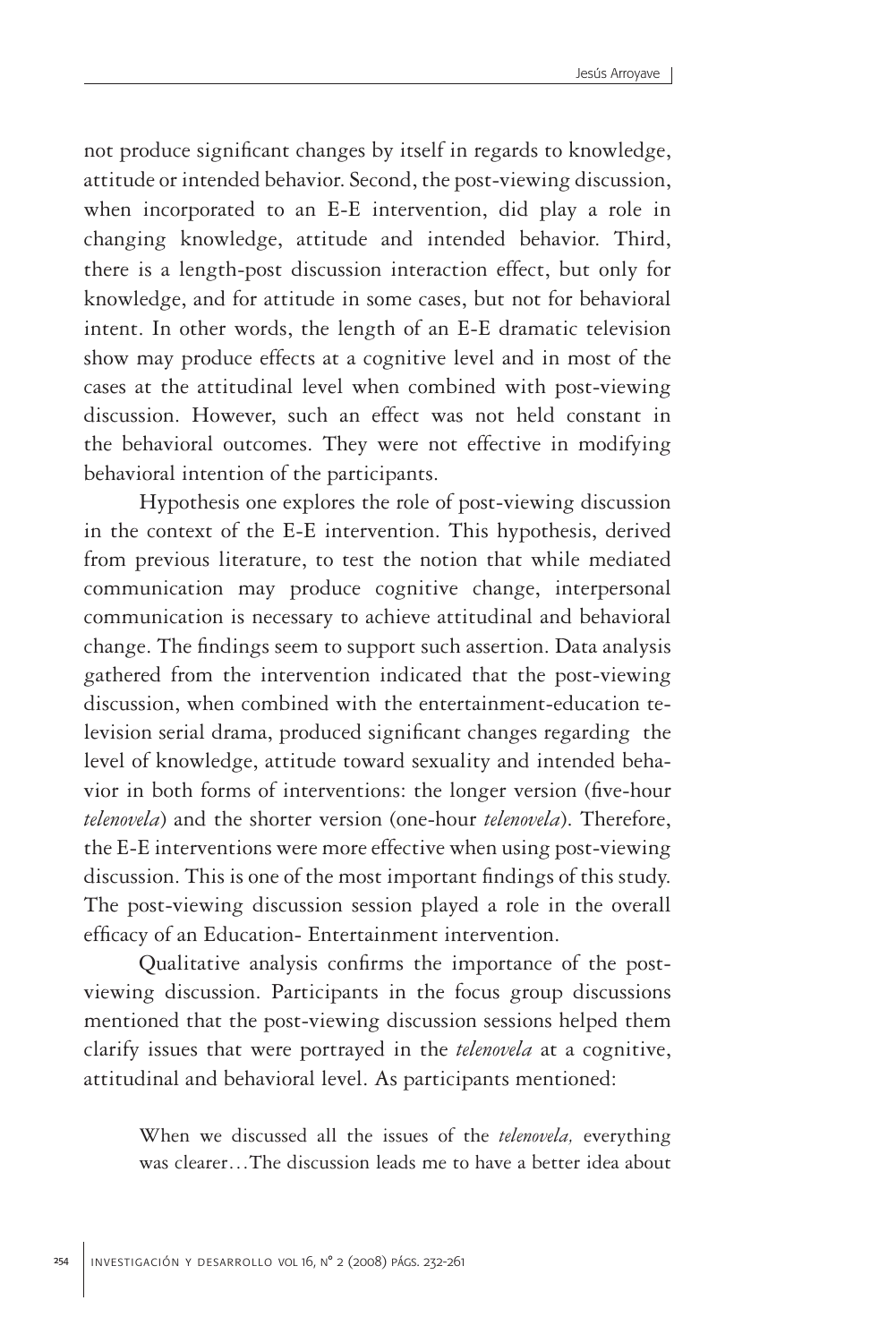not produce significant changes by itself in regards to knowledge, attitude or intended behavior. Second, the post-viewing discussion, when incorporated to an E-E intervention, did play a role in changing knowledge, attitude and intended behavior. Third, there is a length-post discussion interaction effect, but only for knowledge, and for attitude in some cases, but not for behavioral intent. In other words, the length of an E-E dramatic television show may produce effects at a cognitive level and in most of the cases at the attitudinal level when combined with post-viewing discussion. However, such an effect was not held constant in the behavioral outcomes. They were not effective in modifying behavioral intention of the participants.

Hypothesis one explores the role of post-viewing discussion in the context of the E-E intervention. This hypothesis, derived from previous literature, to test the notion that while mediated communication may produce cognitive change, interpersonal communication is necessary to achieve attitudinal and behavioral change. The findings seem to support such assertion. Data analysis gathered from the intervention indicated that the post-viewing discussion, when combined with the entertainment-education television serial drama, produced significant changes regarding the level of knowledge, attitude toward sexuality and intended behavior in both forms of interventions: the longer version (five-hour *telenovela*) and the shorter version (one-hour *telenovela*). Therefore, the E-E interventions were more effective when using post-viewing discussion. This is one of the most important findings of this study. The post-viewing discussion session played a role in the overall efficacy of an Education- Entertainment intervention.

Qualitative analysis confirms the importance of the post-viewing discussion. Participants in the focus group discussions mentioned that the post-viewing discussion sessions helped them clarify issues that were portrayed in the *telenovela* at a cognitive, attitudinal and behavioral level. As participants mentioned:

> When we discussed all the issues of the *telenovela,* everything was clearer…The discussion leads me to have a better idea about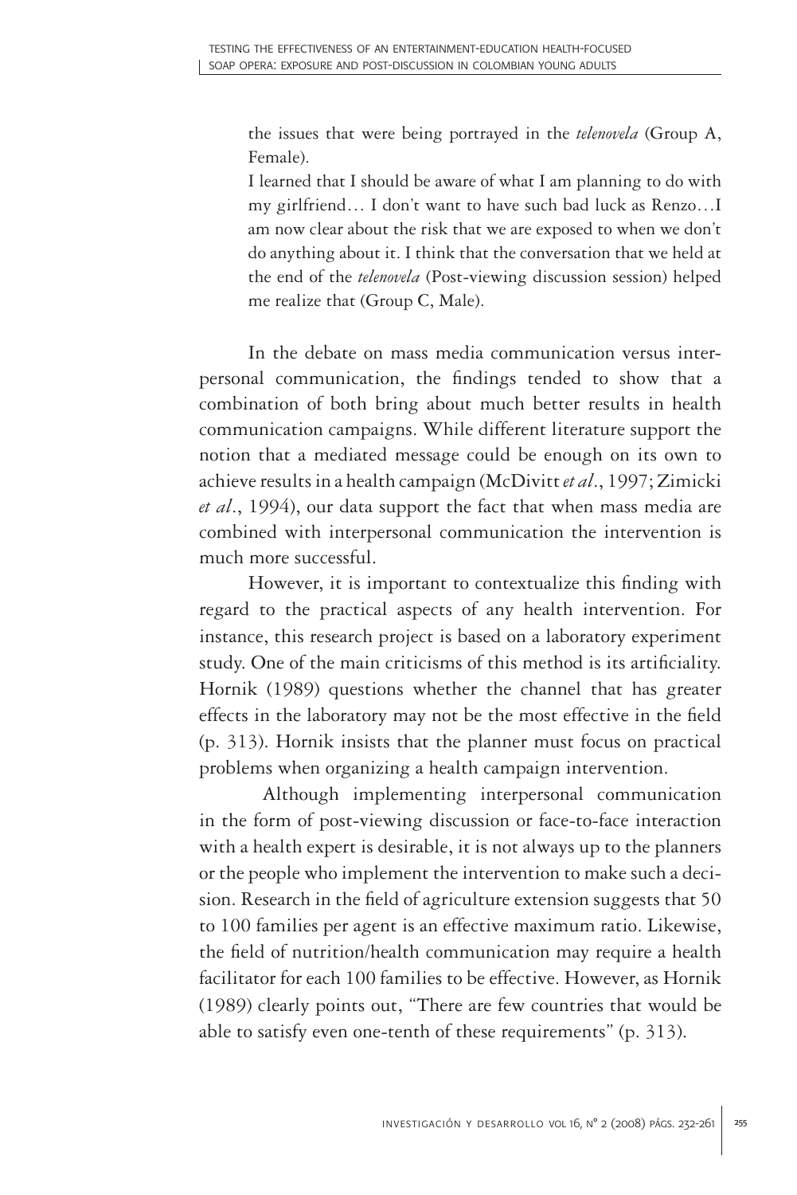> the issues that were being portrayed in the *telenovela* (Group A, Female).
>
> I learned that I should be aware of what I am planning to do with my girlfriend… I don't want to have such bad luck as Renzo…I am now clear about the risk that we are exposed to when we don't do anything about it. I think that the conversation that we held at the end of the *telenovela* (Post-viewing discussion session) helped me realize that (Group C, Male).

In the debate on mass media communication versus interpersonal communication, the findings tended to show that a combination of both bring about much better results in health communication campaigns. While different literature support the notion that a mediated message could be enough on its own to achieve results in a health campaign (McDivitt *et al*., 1997; Zimicki *et al*., 1994), our data support the fact that when mass media are combined with interpersonal communication the intervention is much more successful.

However, it is important to contextualize this finding with regard to the practical aspects of any health intervention. For instance, this research project is based on a laboratory experiment study. One of the main criticisms of this method is its artificiality. Hornik (1989) questions whether the channel that has greater effects in the laboratory may not be the most effective in the field (p. 313). Hornik insists that the planner must focus on practical problems when organizing a health campaign intervention.

Although implementing interpersonal communication in the form of post-viewing discussion or face-to-face interaction with a health expert is desirable, it is not always up to the planners or the people who implement the intervention to make such a decision. Research in the field of agriculture extension suggests that 50 to 100 families per agent is an effective maximum ratio. Likewise, the field of nutrition/health communication may require a health facilitator for each 100 families to be effective. However, as Hornik (1989) clearly points out, "There are few countries that would be able to satisfy even one-tenth of these requirements" (p. 313).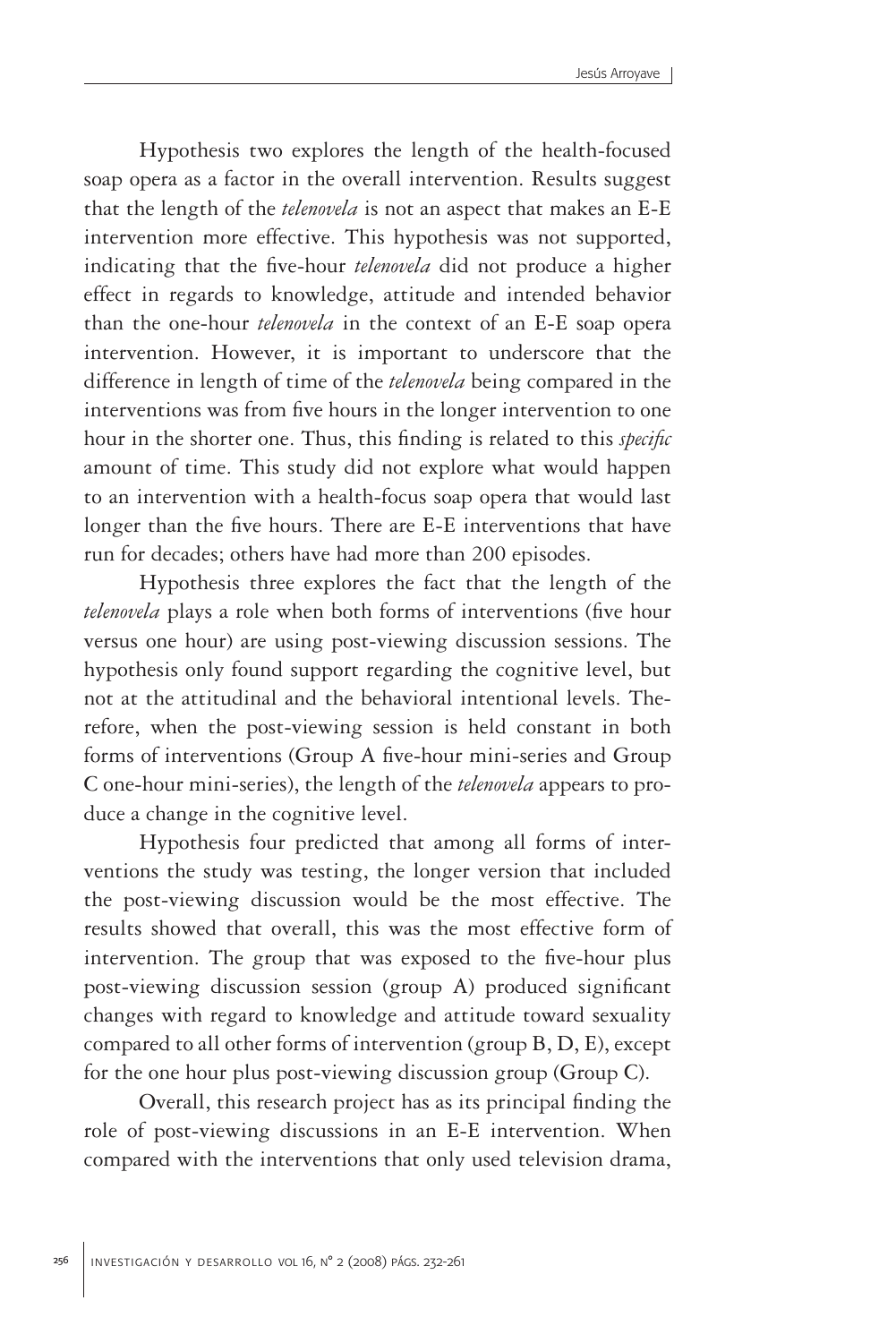Hypothesis two explores the length of the health-focused soap opera as a factor in the overall intervention. Results suggest that the length of the *telenovela* is not an aspect that makes an E-E intervention more effective. This hypothesis was not supported, indicating that the five-hour *telenovela* did not produce a higher effect in regards to knowledge, attitude and intended behavior than the one-hour *telenovela* in the context of an E-E soap opera intervention. However, it is important to underscore that the difference in length of time of the *telenovela* being compared in the interventions was from five hours in the longer intervention to one hour in the shorter one. Thus, this finding is related to this *specific* amount of time. This study did not explore what would happen to an intervention with a health-focus soap opera that would last longer than the five hours. There are E-E interventions that have run for decades; others have had more than 200 episodes.

Hypothesis three explores the fact that the length of the *telenovela* plays a role when both forms of interventions (five hour versus one hour) are using post-viewing discussion sessions. The hypothesis only found support regarding the cognitive level, but not at the attitudinal and the behavioral intentional levels. Therefore, when the post-viewing session is held constant in both forms of interventions (Group A five-hour mini-series and Group C one-hour mini-series), the length of the *telenovela* appears to produce a change in the cognitive level.

Hypothesis four predicted that among all forms of interventions the study was testing, the longer version that included the post-viewing discussion would be the most effective. The results showed that overall, this was the most effective form of intervention. The group that was exposed to the five-hour plus post-viewing discussion session (group A) produced significant changes with regard to knowledge and attitude toward sexuality compared to all other forms of intervention (group B, D, E), except for the one hour plus post-viewing discussion group (Group C).

Overall, this research project has as its principal finding the role of post-viewing discussions in an E-E intervention. When compared with the interventions that only used television drama,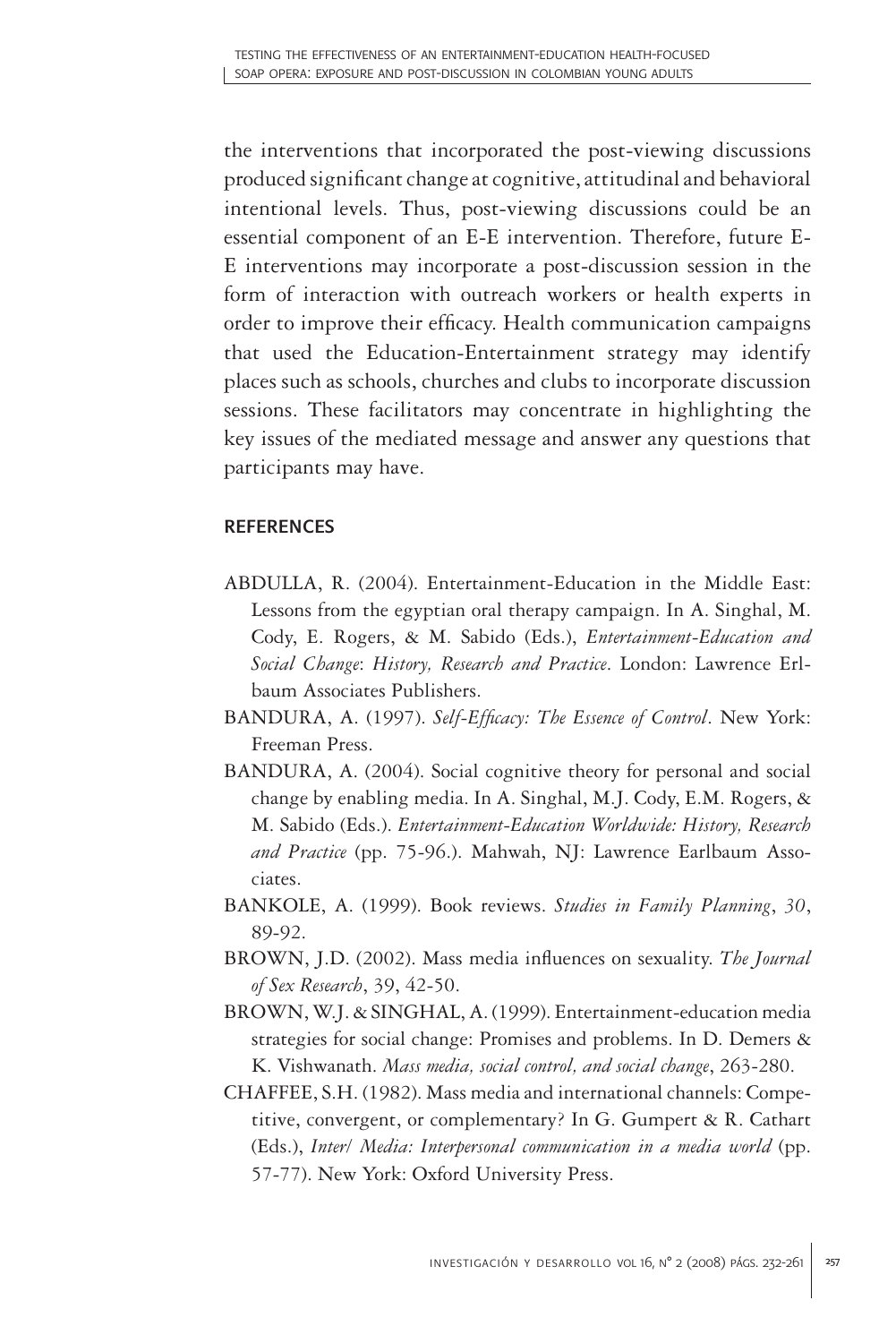the interventions that incorporated the post-viewing discussions produced significant change at cognitive, attitudinal and behavioral intentional levels. Thus, post-viewing discussions could be an essential component of an E-E intervention. Therefore, future E-E interventions may incorporate a post-discussion session in the form of interaction with outreach workers or health experts in order to improve their efficacy. Health communication campaigns that used the Education-Entertainment strategy may identify places such as schools, churches and clubs to incorporate discussion sessions. These facilitators may concentrate in highlighting the key issues of the mediated message and answer any questions that participants may have.

## REFERENCES

ABDULLA, R. (2004). Entertainment-Education in the Middle East: Lessons from the egyptian oral therapy campaign. In A. Singhal, M. Cody, E. Rogers, & M. Sabido (Eds.), *Entertainment-Education and Social Change*: *History, Research and Practice*. London: Lawrence Erlbaum Associates Publishers.

BANDURA, A. (1997). *Self-Efficacy: The Essence of Control*. New York: Freeman Press.

BANDURA, A. (2004). Social cognitive theory for personal and social change by enabling media. In A. Singhal, M.J. Cody, E.M. Rogers, & M. Sabido (Eds.). *Entertainment-Education Worldwide: History, Research and Practice* (pp. 75-96.). Mahwah, NJ: Lawrence Earlbaum Associates.

BANKOLE, A. (1999). Book reviews. *Studies in Family Planning*, *30*, 89-92.

BROWN, J.D. (2002). Mass media influences on sexuality. *The Journal of Sex Research*, 39, 42-50.

BROWN, W.J. & SINGHAL, A. (1999). Entertainment-education media strategies for social change: Promises and problems. In D. Demers & K. Vishwanath. *Mass media, social control, and social change*, 263-280.

CHAFFEE, S.H. (1982). Mass media and international channels: Competitive, convergent, or complementary? In G. Gumpert & R. Cathart (Eds.), *Inter/ Media: Interpersonal communication in a media world* (pp. 57-77). New York: Oxford University Press.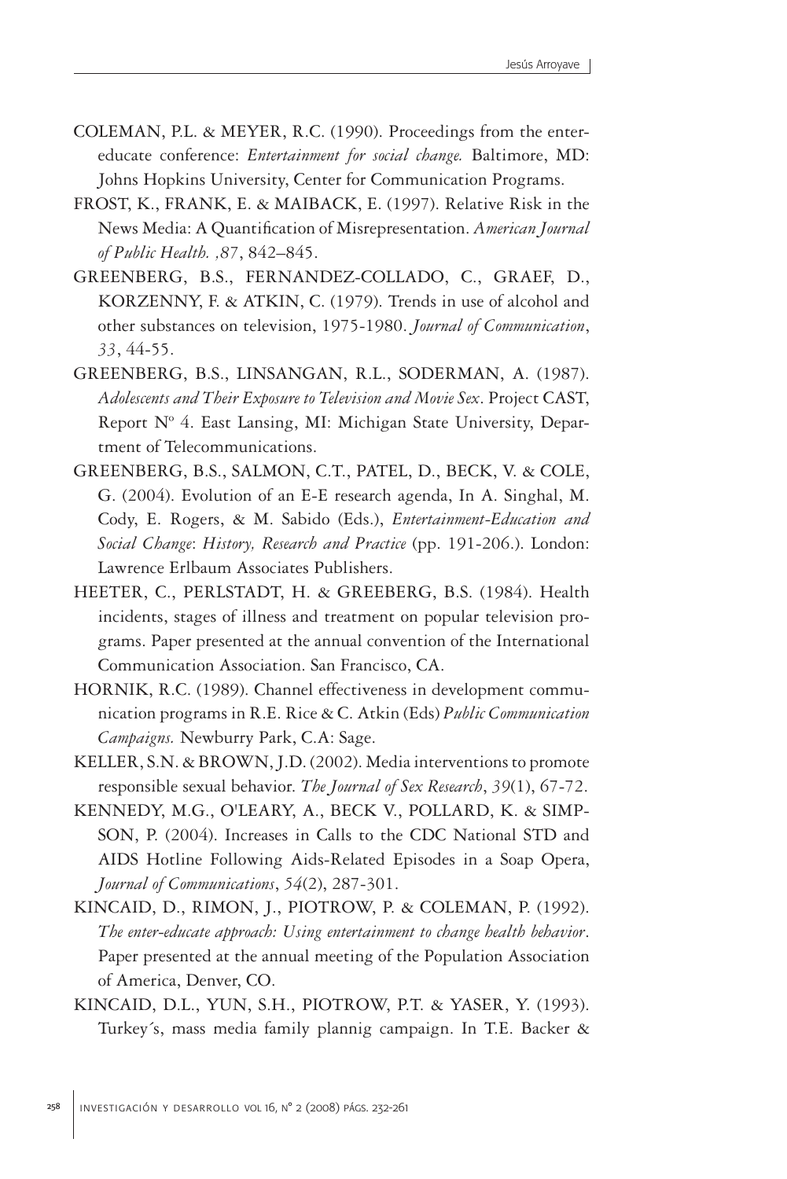COLEMAN, P.L. & MEYER, R.C. (1990). Proceedings from the enter-educate conference: *Entertainment for social change.* Baltimore, MD: Johns Hopkins University, Center for Communication Programs.

FROST, K., FRANK, E. & MAIBACK, E. (1997). Relative Risk in the News Media: A Quantification of Misrepresentation. *American Journal of Public Health. ,87*, 842–845.

GREENBERG, B.S., FERNANDEZ-COLLADO, C., GRAEF, D., KORZENNY, F. & ATKIN, C. (1979). Trends in use of alcohol and other substances on television, 1975-1980. *Journal of Communication*, *33*, 44-55.

GREENBERG, B.S., LINSANGAN, R.L., SODERMAN, A. (1987). *Adolescents and Their Exposure to Television and Movie Sex*. Project CAST, Report Nº 4. East Lansing, MI: Michigan State University, Department of Telecommunications.

GREENBERG, B.S., SALMON, C.T., PATEL, D., BECK, V. & COLE, G. (2004). Evolution of an E-E research agenda, In A. Singhal, M. Cody, E. Rogers, & M. Sabido (Eds.), *Entertainment-Education and Social Change*: *History, Research and Practice* (pp. 191-206.). London: Lawrence Erlbaum Associates Publishers.

HEETER, C., PERLSTADT, H. & GREEBERG, B.S. (1984). Health incidents, stages of illness and treatment on popular television programs. Paper presented at the annual convention of the International Communication Association. San Francisco, CA.

HORNIK, R.C. (1989). Channel effectiveness in development communication programs in R.E. Rice & C. Atkin (Eds) *Public Communication Campaigns.* Newburry Park, C.A: Sage.

KELLER, S.N. & BROWN, J.D. (2002). Media interventions to promote responsible sexual behavior. *The Journal of Sex Research*, *39*(1), 67-72.

KENNEDY, M.G., O'LEARY, A., BECK V., POLLARD, K. & SIMPSON, P. (2004). Increases in Calls to the CDC National STD and AIDS Hotline Following Aids-Related Episodes in a Soap Opera, *Journal of Communications*, *54*(2), 287-301.

KINCAID, D., RIMON, J., PIOTROW, P. & COLEMAN, P. (1992). *The enter-educate approach: Using entertainment to change health behavior*. Paper presented at the annual meeting of the Population Association of America, Denver, CO.

KINCAID, D.L., YUN, S.H., PIOTROW, P.T. & YASER, Y. (1993). Turkey´s, mass media family plannig campaign. In T.E. Backer &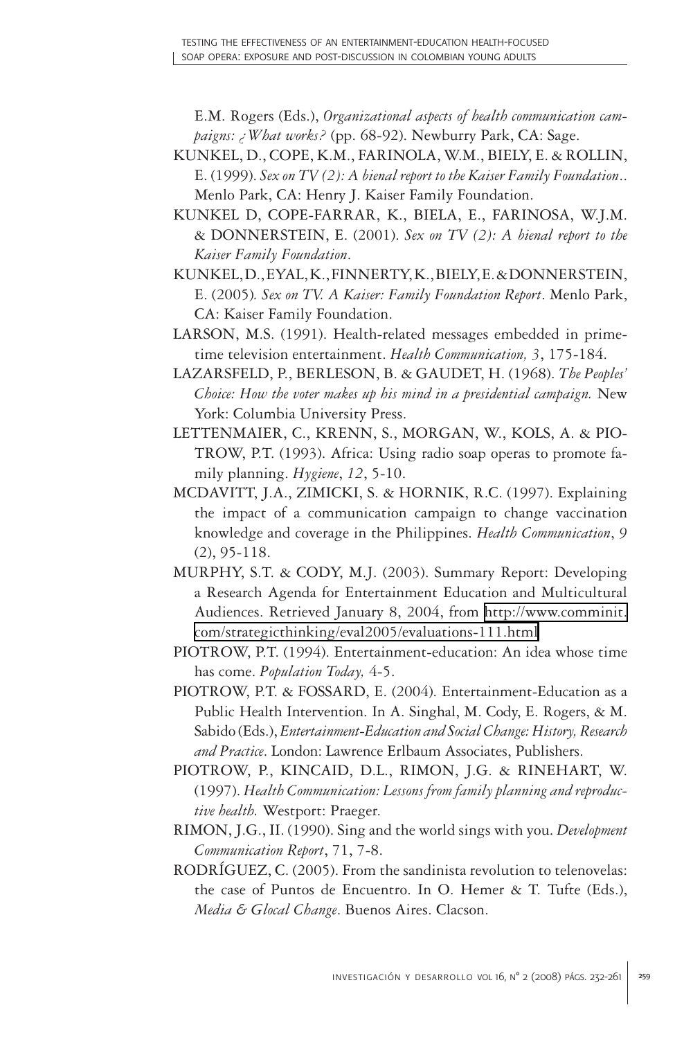E.M. Rogers (Eds.), *Organizational aspects of health communication campaigns: ¿What works?* (pp. 68-92). Newburry Park, CA: Sage.

KUNKEL, D., COPE, K.M., FARINOLA, W.M., BIELY, E. & ROLLIN, E. (1999). *Sex on TV (2): A bienal report to the Kaiser Family Foundation*.. Menlo Park, CA: Henry J. Kaiser Family Foundation.

KUNKEL D, COPE-FARRAR, K., BIELA, E., FARINOSA, W.J.M. & DONNERSTEIN, E. (2001). *Sex on TV (2): A bienal report to the Kaiser Family Foundation*.

KUNKEL, D., EYAL, K., FINNERTY, K., BIELY, E. & DONNERSTEIN, E. (2005). *Sex on TV. A Kaiser: Family Foundation Report*. Menlo Park, CA: Kaiser Family Foundation.

LARSON, M.S. (1991). Health-related messages embedded in prime-time television entertainment. *Health Communication, 3*, 175-184.

LAZARSFELD, P., BERLESON, B. & GAUDET, H. (1968). *The Peoples' Choice: How the voter makes up his mind in a presidential campaign.* New York: Columbia University Press.

LETTENMAIER, C., KRENN, S., MORGAN, W., KOLS, A. & PIOTROW, P.T. (1993). Africa: Using radio soap operas to promote family planning. *Hygiene*, *12*, 5-10.

MCDAVITT, J.A., ZIMICKI, S. & HORNIK, R.C. (1997). Explaining the impact of a communication campaign to change vaccination knowledge and coverage in the Philippines. *Health Communication*, *9* (2), 95-118.

MURPHY, S.T. & CODY, M.J. (2003). Summary Report: Developing a Research Agenda for Entertainment Education and Multicultural Audiences. Retrieved January 8, 2004, from http://www.comminit.com/strategicthinking/eval2005/evaluations-111.html

PIOTROW, P.T. (1994). Entertainment-education: An idea whose time has come. *Population Today,* 4-5.

PIOTROW, P.T. & FOSSARD, E. (2004). Entertainment-Education as a Public Health Intervention. In A. Singhal, M. Cody, E. Rogers, & M. Sabido (Eds.), *Entertainment-Education and Social Change: History, Research and Practice*. London: Lawrence Erlbaum Associates, Publishers.

PIOTROW, P., KINCAID, D.L., RIMON, J.G. & RINEHART, W. (1997). *Health Communication: Lessons from family planning and reproductive health.* Westport: Praeger.

RIMON, J.G., II. (1990). Sing and the world sings with you. *Development Communication Report*, 71, 7-8.

RODRÍGUEZ, C. (2005). From the sandinista revolution to telenovelas: the case of Puntos de Encuentro. In O. Hemer & T. Tufte (Eds.), *Media & Glocal Change*. Buenos Aires. Clacson.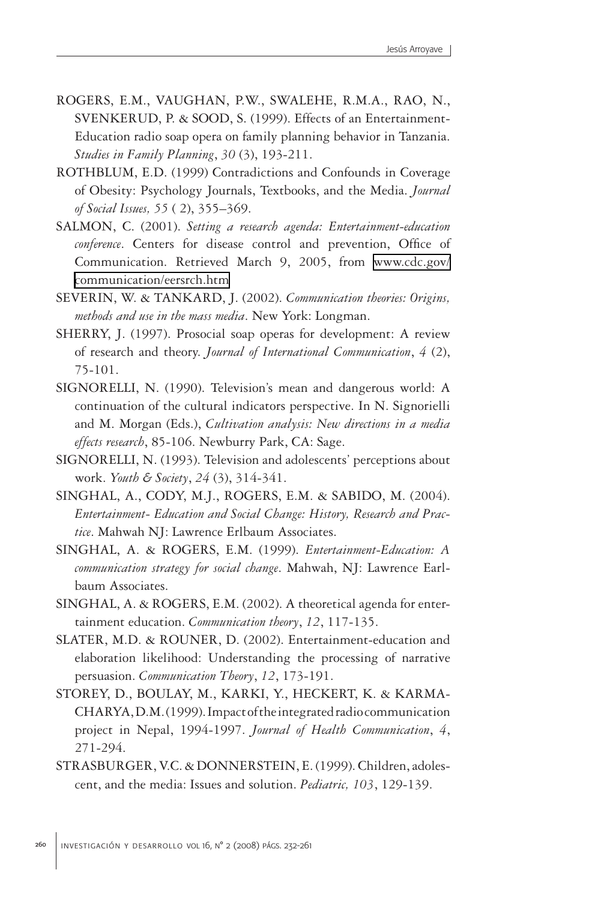ROGERS, E.M., VAUGHAN, P.W., SWALEHE, R.M.A., RAO, N., SVENKERUD, P. & SOOD, S. (1999). Effects of an Entertainment-Education radio soap opera on family planning behavior in Tanzania. *Studies in Family Planning*, *30* (3), 193-211.

ROTHBLUM, E.D. (1999) Contradictions and Confounds in Coverage of Obesity: Psychology Journals, Textbooks, and the Media. *Journal of Social Issues, 55* ( 2), 355–369.

SALMON, C. (2001). *Setting a research agenda: Entertainment-education conference*. Centers for disease control and prevention, Office of Communication. Retrieved March 9, 2005, from www.cdc.gov/communication/eersrch.htm

SEVERIN, W. & TANKARD, J. (2002). *Communication theories: Origins, methods and use in the mass media*. New York: Longman.

SHERRY, J. (1997). Prosocial soap operas for development: A review of research and theory. *Journal of International Communication*, *4* (2), 75-101.

SIGNORELLI, N. (1990). Television's mean and dangerous world: A continuation of the cultural indicators perspective. In N. Signorielli and M. Morgan (Eds.), *Cultivation analysis: New directions in a media effects research*, 85-106. Newburry Park, CA: Sage.

SIGNORELLI, N. (1993). Television and adolescents' perceptions about work. *Youth & Society*, *24* (3), 314-341.

SINGHAL, A., CODY, M.J., ROGERS, E.M. & SABIDO, M. (2004). *Entertainment- Education and Social Change: History, Research and Practice*. Mahwah NJ: Lawrence Erlbaum Associates.

SINGHAL, A. & ROGERS, E.M. (1999). *Entertainment-Education: A communication strategy for social change*. Mahwah, NJ: Lawrence Earlbaum Associates.

SINGHAL, A. & ROGERS, E.M. (2002). A theoretical agenda for entertainment education. *Communication theory*, *12*, 117-135.

SLATER, M.D. & ROUNER, D. (2002). Entertainment-education and elaboration likelihood: Understanding the processing of narrative persuasion. *Communication Theory*, *12*, 173-191.

STOREY, D., BOULAY, M., KARKI, Y., HECKERT, K. & KARMACHARYA, D.M. (1999). Impact of the integrated radio communication project in Nepal, 1994-1997. *Journal of Health Communication*, *4*, 271-294.

STRASBURGER, V.C. & DONNERSTEIN, E. (1999). Children, adolescent, and the media: Issues and solution. *Pediatric, 103*, 129-139.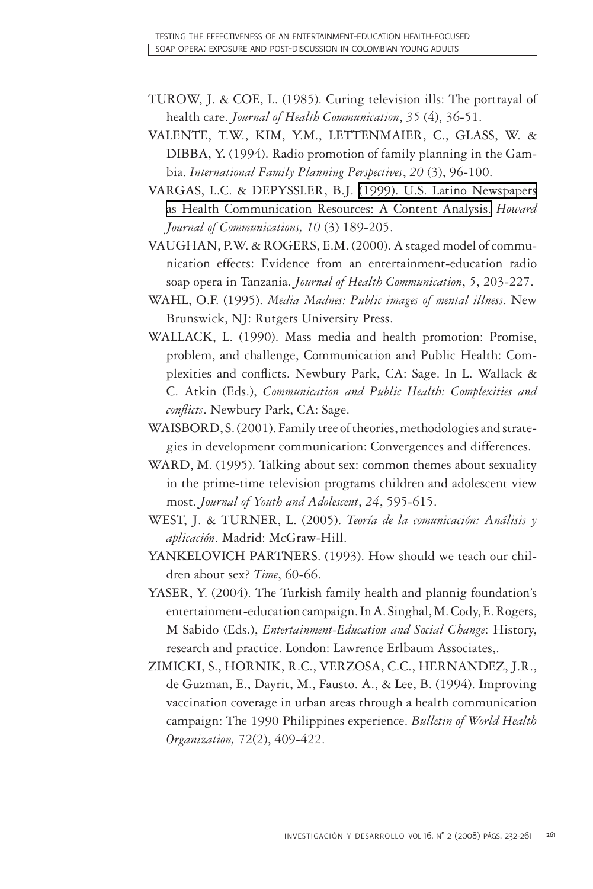TUROW, J. & COE, L. (1985). Curing television ills: The portrayal of health care. *Journal of Health Communication*, *35* (4), 36-51.

VALENTE, T.W., KIM, Y.M., LETTENMAIER, C., GLASS, W. & DIBBA, Y. (1994). Radio promotion of family planning in the Gambia. *International Family Planning Perspectives*, *20* (3), 96-100.

VARGAS, L.C. & DEPYSSLER, B.J. (1999). U.S. Latino Newspapers as Health Communication Resources: A Content Analysis. *Howard Journal of Communications, 10* (3) 189-205.

VAUGHAN, P.W. & ROGERS, E.M. (2000). A staged model of communication effects: Evidence from an entertainment-education radio soap opera in Tanzania. *Journal of Health Communication*, *5*, 203-227.

WAHL, O.F. (1995). *Media Madnes: Public images of mental illness*. New Brunswick, NJ: Rutgers University Press.

WALLACK, L. (1990). Mass media and health promotion: Promise, problem, and challenge, Communication and Public Health: Complexities and conflicts. Newbury Park, CA: Sage. In L. Wallack & C. Atkin (Eds.), *Communication and Public Health: Complexities and conflicts*. Newbury Park, CA: Sage.

WAISBORD, S. (2001). Family tree of theories, methodologies and strategies in development communication: Convergences and differences.

WARD, M. (1995). Talking about sex: common themes about sexuality in the prime-time television programs children and adolescent view most. *Journal of Youth and Adolescent*, *24*, 595-615.

WEST, J. & TURNER, L. (2005). *Teoría de la comunicación: Análisis y aplicación*. Madrid: McGraw-Hill.

YANKELOVICH PARTNERS. (1993). How should we teach our children about sex? *Time*, 60-66.

YASER, Y. (2004). The Turkish family health and plannig foundation's entertainment-education campaign. In A. Singhal, M. Cody, E. Rogers, M Sabido (Eds.), *Entertainment-Education and Social Change*: History, research and practice. London: Lawrence Erlbaum Associates,.

ZIMICKI, S., HORNIK, R.C., VERZOSA, C.C., HERNANDEZ, J.R., de Guzman, E., Dayrit, M., Fausto. A., & Lee, B. (1994). Improving vaccination coverage in urban areas through a health communication campaign: The 1990 Philippines experience. *Bulletin of World Health Organization,* 72(2), 409-422.